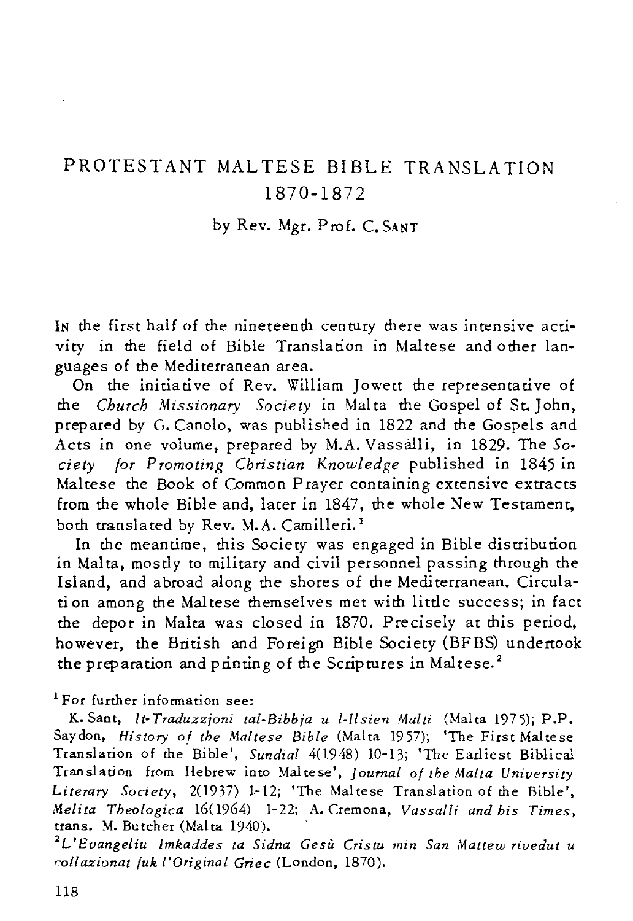# PROTESTANT MALTESE BIBLE TRANSLATION 1870-1872

by Rev. Mgr. Prof. C. SANT

IN the first half of the nineteenth century there was intensive activity in the field of Bible Translation in Maltese and other languages of the Mediterranean area.

On the initiative of Rev. William Jowett the representative of the *Church Missionary Society* in Malta the Gospel of St. John, prepared by G. Canolo, was published in 1822 and the Gospels and Acts in one volume, prepared by M.A. Vassàlli, in 1829. The *Society for Promoting Christian Knowledge* published in 1845 in Maltese the Book of Common Prayer containing extensive extracts from the whole Bible and, later in 1847, the whole New Testament, both translated by Rev. M.A. Camilleri.[1]

In the meantime, this Society was engaged in Bible distribution in Malta, mostly to military and civil personnel passing through the Island, and abroad along the shores of the Mediterranean. Circulation among the Maltese themselves met with little success; in fact the depot in Malta was closed in 1870. Precisely at this period, however, the British and Foreign Bible Society (BFBS) undertook the preparation and printing of the Scriptures in Maltese.[2]

[1] For further information see:

K. Sant, *It-Traduzzjoni tal-Bibbja u l-Ilsien Malti* (Malta 1975); P.P. Saydon, *History of the Maltese Bible* (Malta 1957); 'The First Maltese Translation of the Bible', *Sundial* 4(1948) 10-13; 'The Earliest Biblical Translation from Hebrew into Maltese', *Journal of the Malta University Literary Society*, 2(1937) 1-12; 'The Maltese Translation of the Bible', *Melita Theologica* 16(1964) 1-22; A. Cremona, *Vassalli and his Times*, trans. M. Butcher (Malta 1940).

[2] *L'Evangeliu Imkaddes ta Sidna Gesù Cristu min San Mattew rivedut u collazionat fuk l'Original Griec* (London, 1870).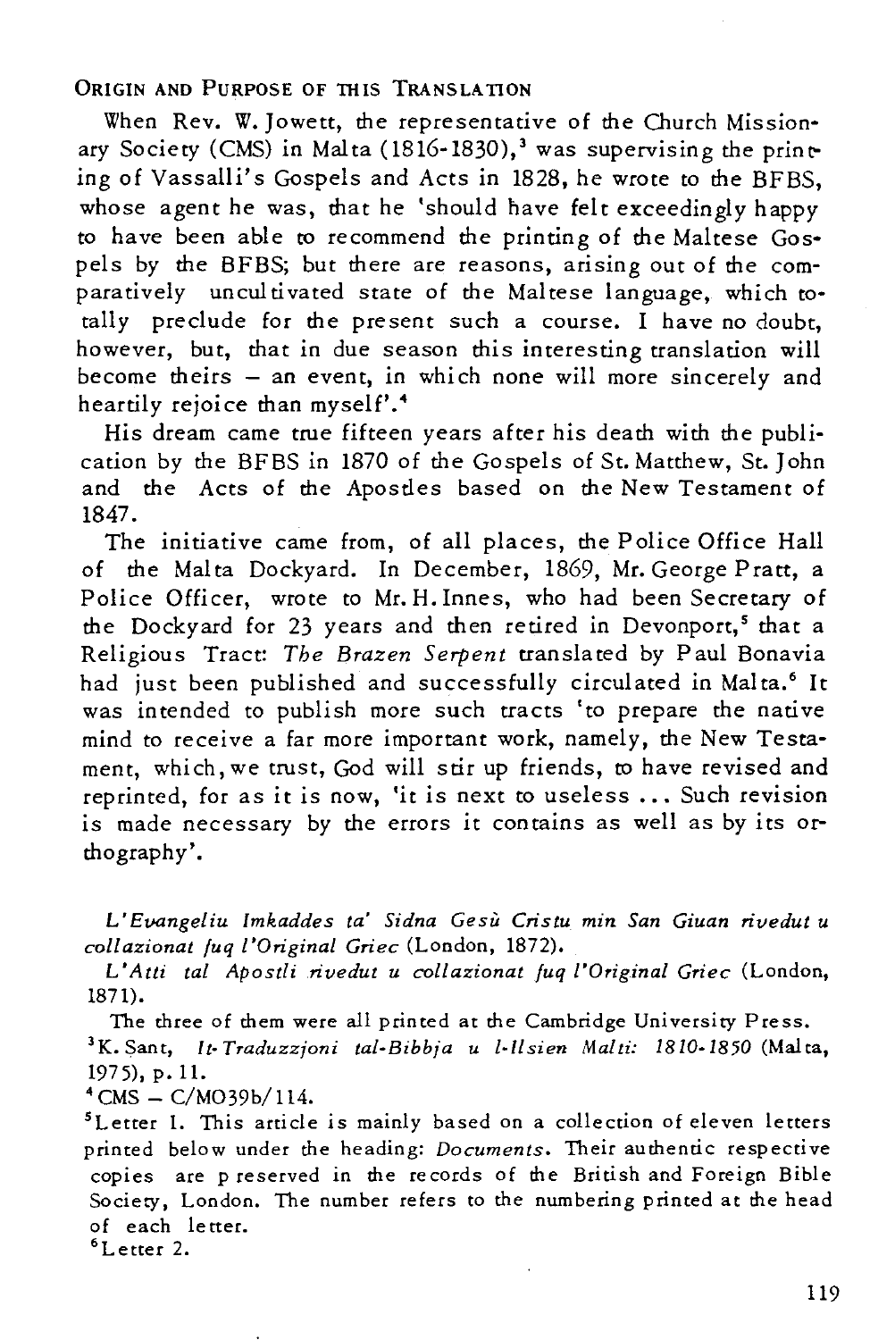## ORIGIN AND PURPOSE OF THIS TRANSLATION

When Rev. W. Jowett, the representative of the Church Missionary Society (CMS) in Malta (1816-1830),[3] was supervising the printing of Vassalli's Gospels and Acts in 1828, he wrote to the BFBS, whose agent he was, that he 'should have felt exceedingly happy to have been able to recommend the printing of the Maltese Gospels by the BFBS; but there are reasons, arising out of the comparatively uncultivated state of the Maltese language, which totally preclude for the present such a course. I have no doubt, however, but, that in due season this interesting translation will become theirs – an event, in which none will more sincerely and heartily rejoice than myself'.[4]

His dream came true fifteen years after his death with the publication by the BFBS in 1870 of the Gospels of St. Matthew, St. John and the Acts of the Apostles based on the New Testament of 1847.

The initiative came from, of all places, the Police Office Hall of the Malta Dockyard. In December, 1869, Mr. George Pratt, a Police Officer, wrote to Mr. H. Innes, who had been Secretary of the Dockyard for 23 years and then retired in Devonport,[5] that a Religious Tract: *The Brazen Serpent* translated by Paul Bonavia had just been published and successfully circulated in Malta.[6] It was intended to publish more such tracts 'to prepare the native mind to receive a far more important work, namely, the New Testament, which, we trust, God will stir up friends, to have revised and reprinted, for as it is now, 'it is next to useless ... Such revision is made necessary by the errors it contains as well as by its orthography'.

---

*L'Evangeliu Imkaddes ta' Sidna Gesù Cristu min San Giuan rivedut u collazionat fuq l'Original Griec* (London, 1872).

*L'Atti tal Apostli rivedut u collazionat fuq l'Original Griec* (London, 1871).

The three of them were all printed at the Cambridge University Press.

[3] K. Sant, *It-Traduzzjoni tal-Bibbja u l-Ilsien Malti: 1810-1850* (Malta, 1975), p. 11.

[4] CMS – C/MO39b/114.

[5] Letter 1. This article is mainly based on a collection of eleven letters printed below under the heading: *Documents*. Their authentic respective copies are preserved in the records of the British and Foreign Bible Society, London. The number refers to the numbering printed at the head of each letter.

[6] Letter 2.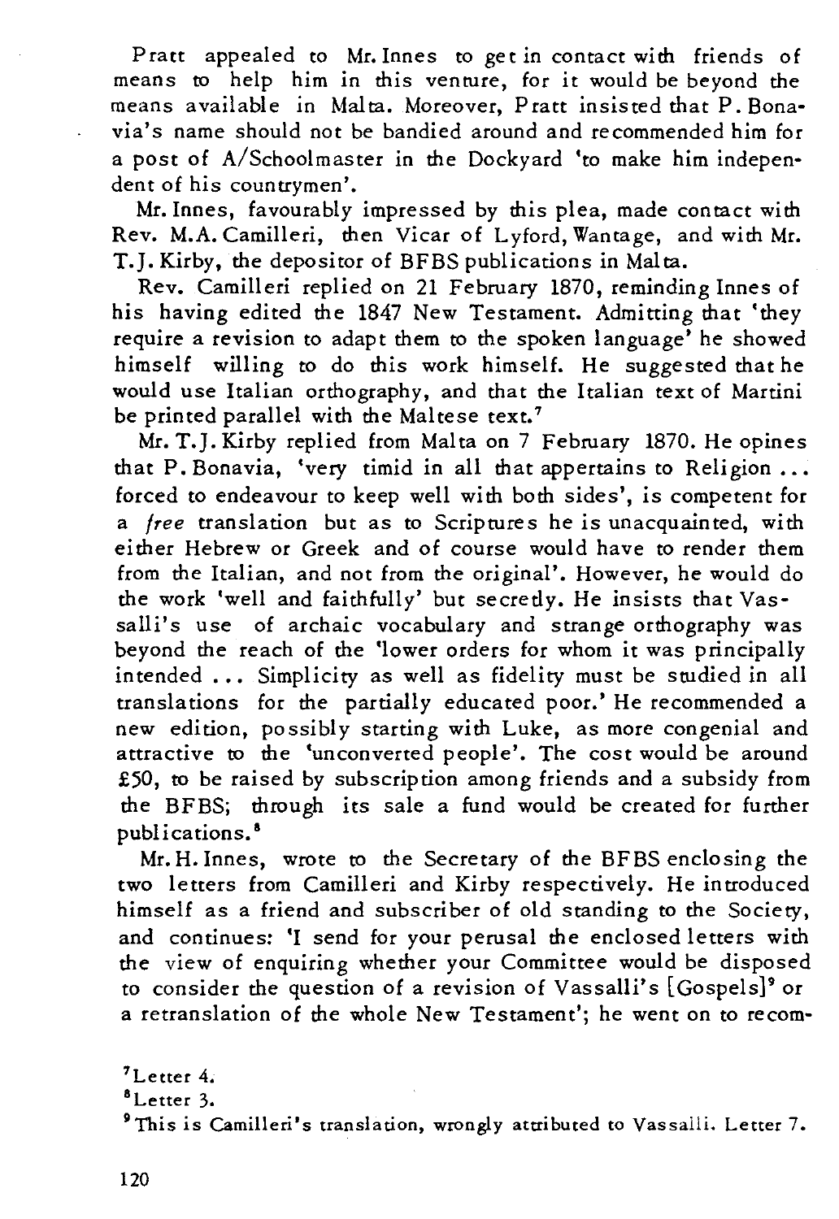Pratt appealed to Mr. Innes to get in contact with friends of means to help him in this venture, for it would be beyond the means available in Malta. Moreover, Pratt insisted that P. Bonavia's name should not be bandied around and recommended him for a post of A/Schoolmaster in the Dockyard 'to make him independent of his countrymen'.

Mr. Innes, favourably impressed by this plea, made contact with Rev. M.A. Camilleri, then Vicar of Lyford, Wantage, and with Mr. T.J. Kirby, the depositor of BFBS publications in Malta.

Rev. Camilleri replied on 21 February 1870, reminding Innes of his having edited the 1847 New Testament. Admitting that 'they require a revision to adapt them to the spoken language' he showed himself willing to do this work himself. He suggested that he would use Italian orthography, and that the Italian text of Martini be printed parallel with the Maltese text.[7]

Mr. T.J. Kirby replied from Malta on 7 February 1870. He opines that P. Bonavia, 'very timid in all that appertains to Religion ... forced to endeavour to keep well with both sides', is competent for a *free* translation but as to Scriptures he is unacquainted, with either Hebrew or Greek and of course would have to render them from the Italian, and not from the original'. However, he would do the work 'well and faithfully' but secretly. He insists that Vassalli's use of archaic vocabulary and strange orthography was beyond the reach of the 'lower orders for whom it was principally intended ... Simplicity as well as fidelity must be studied in all translations for the partially educated poor.' He recommended a new edition, possibly starting with Luke, as more congenial and attractive to the 'unconverted people'. The cost would be around £50, to be raised by subscription among friends and a subsidy from the BFBS; through its sale a fund would be created for further publications.[8]

Mr. H. Innes, wrote to the Secretary of the BFBS enclosing the two letters from Camilleri and Kirby respectively. He introduced himself as a friend and subscriber of old standing to the Society, and continues: 'I send for your perusal the enclosed letters with the view of enquiring whether your Committee would be disposed to consider the question of a revision of Vassalli's [Gospels][9] or a retranslation of the whole New Testament'; he went on to recom-

[7] Letter 4.

[8] Letter 3.

[9] This is Camilleri's translation, wrongly attributed to Vassalli. Letter 7.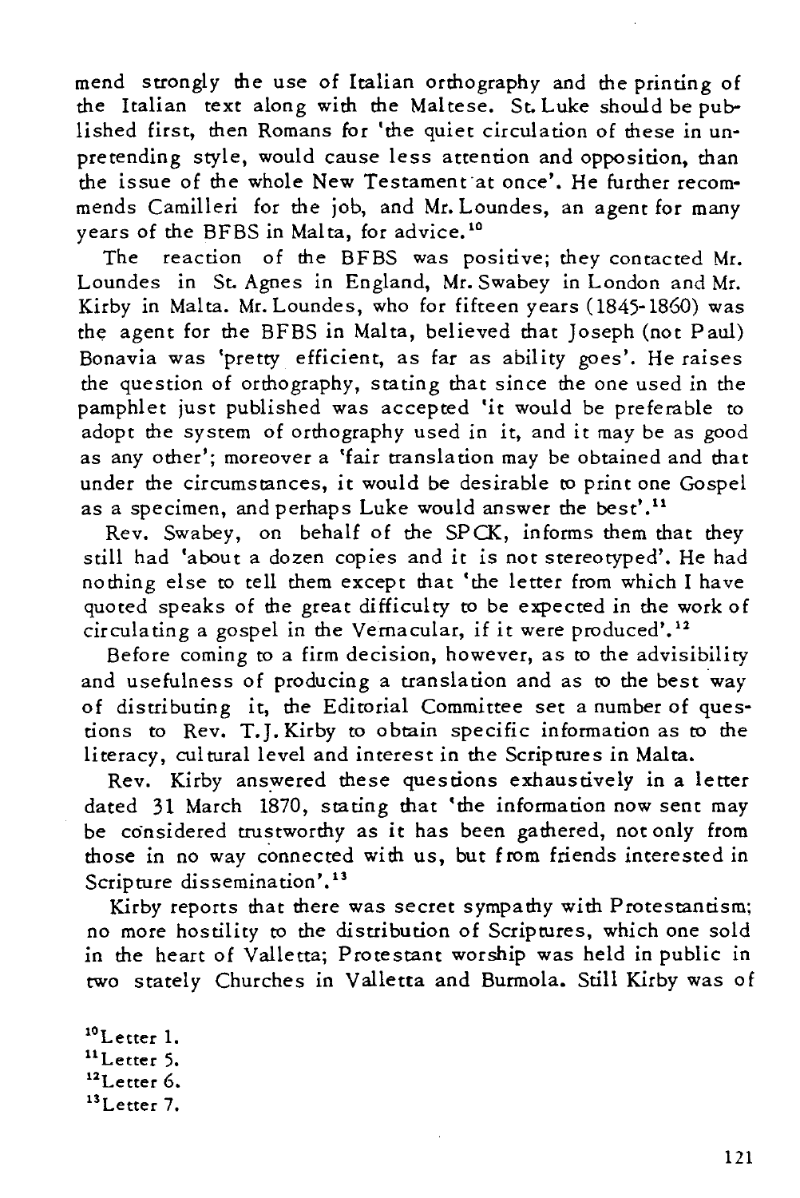mend strongly the use of Italian orthography and the printing of the Italian text along with the Maltese. St. Luke should be published first, then Romans for 'the quiet circulation of these in unpretending style, would cause less attention and opposition, than the issue of the whole New Testament at once'. He further recommends Camilleri for the job, and Mr. Loundes, an agent for many years of the BFBS in Malta, for advice.[10]

The reaction of the BFBS was positive; they contacted Mr. Loundes in St. Agnes in England, Mr. Swabey in London and Mr. Kirby in Malta. Mr. Loundes, who for fifteen years (1845-1860) was the agent for the BFBS in Malta, believed that Joseph (not Paul) Bonavia was 'pretty efficient, as far as ability goes'. He raises the question of orthography, stating that since the one used in the pamphlet just published was accepted 'it would be preferable to adopt the system of orthography used in it, and it may be as good as any other'; moreover a 'fair translation may be obtained and that under the circumstances, it would be desirable to print one Gospel as a specimen, and perhaps Luke would answer the best'.[11]

Rev. Swabey, on behalf of the SPCK, informs them that they still had 'about a dozen copies and it is not stereotyped'. He had nothing else to tell them except that 'the letter from which I have quoted speaks of the great difficulty to be expected in the work of circulating a gospel in the Vernacular, if it were produced'.[12]

Before coming to a firm decision, however, as to the advisibility and usefulness of producing a translation and as to the best way of distributing it, the Editorial Committee set a number of questions to Rev. T.J. Kirby to obtain specific information as to the literacy, cultural level and interest in the Scriptures in Malta.

Rev. Kirby answered these questions exhaustively in a letter dated 31 March 1870, stating that 'the information now sent may be considered trustworthy as it has been gathered, not only from those in no way connected with us, but from friends interested in Scripture dissemination'.[13]

Kirby reports that there was secret sympathy with Protestantism; no more hostility to the distribution of Scriptures, which one sold in the heart of Valletta; Protestant worship was held in public in two stately Churches in Valletta and Burmola. Still Kirby was of

[10] Letter 1.
[11] Letter 5.
[12] Letter 6.
[13] Letter 7.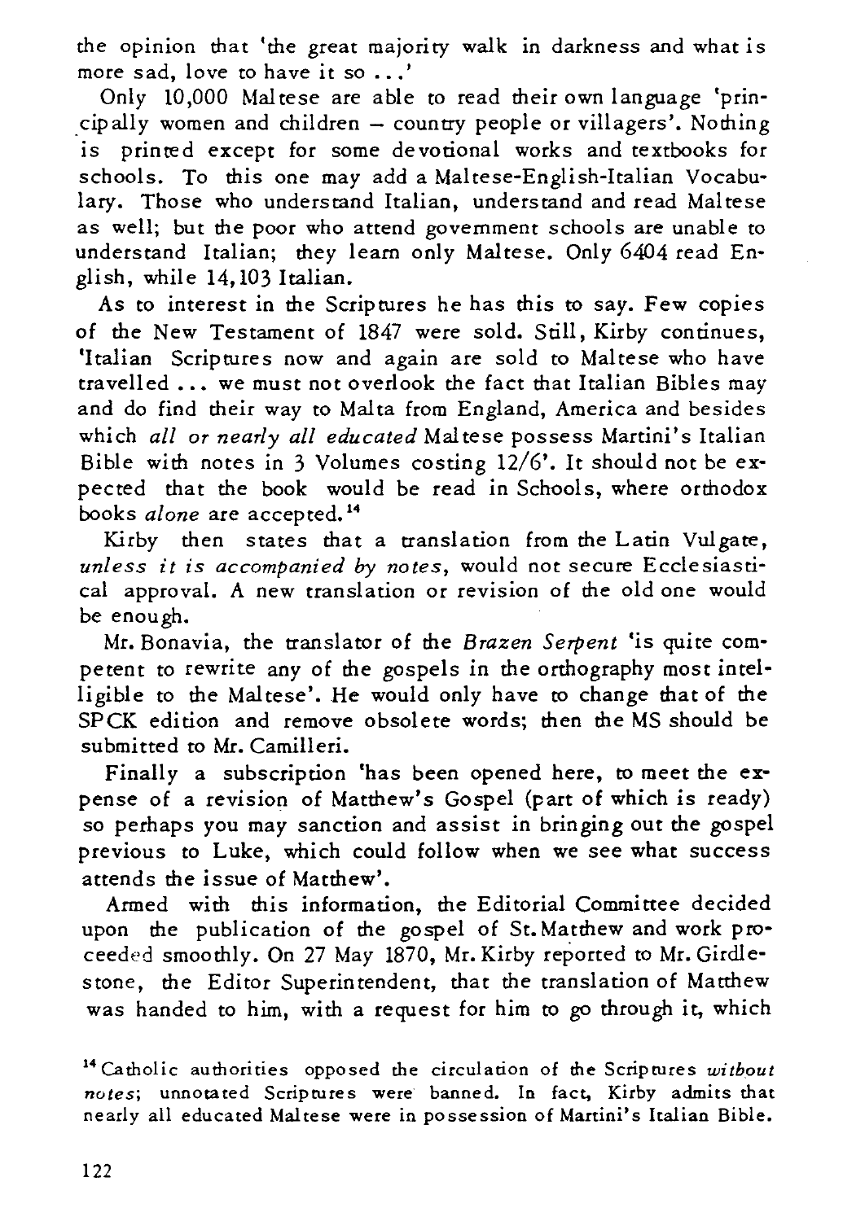the opinion that 'the great majority walk in darkness and what is more sad, love to have it so ...'

Only 10,000 Maltese are able to read their own language 'principally women and children – country people or villagers'. Nothing is printed except for some devotional works and textbooks for schools. To this one may add a Maltese-English-Italian Vocabulary. Those who understand Italian, understand and read Maltese as well; but the poor who attend government schools are unable to understand Italian; they learn only Maltese. Only 6404 read English, while 14,103 Italian.

As to interest in the Scriptures he has this to say. Few copies of the New Testament of 1847 were sold. Still, Kirby continues, 'Italian Scriptures now and again are sold to Maltese who have travelled ... we must not overlook the fact that Italian Bibles may and do find their way to Malta from England, America and besides which *all or nearly all educated* Maltese possess Martini's Italian Bible with notes in 3 Volumes costing 12/6'. It should not be expected that the book would be read in Schools, where orthodox books *alone* are accepted.[14]

Kirby then states that a translation from the Latin Vulgate, *unless it is accompanied by notes*, would not secure Ecclesiastical approval. A new translation or revision of the old one would be enough.

Mr. Bonavia, the translator of the *Brazen Serpent* 'is quite competent to rewrite any of the gospels in the orthography most intelligible to the Maltese'. He would only have to change that of the SPCK edition and remove obsolete words; then the MS should be submitted to Mr. Camilleri.

Finally a subscription 'has been opened here, to meet the expense of a revision of Matthew's Gospel (part of which is ready) so perhaps you may sanction and assist in bringing out the gospel previous to Luke, which could follow when we see what success attends the issue of Matthew'.

Armed with this information, the Editorial Committee decided upon the publication of the gospel of St. Matthew and work proceeded smoothly. On 27 May 1870, Mr. Kirby reported to Mr. Girdlestone, the Editor Superintendent, that the translation of Matthew was handed to him, with a request for him to go through it, which

[14] Catholic authorities opposed the circulation of the Scriptures *without notes*; unnotated Scriptures were banned. In fact, Kirby admits that nearly all educated Maltese were in possession of Martini's Italian Bible.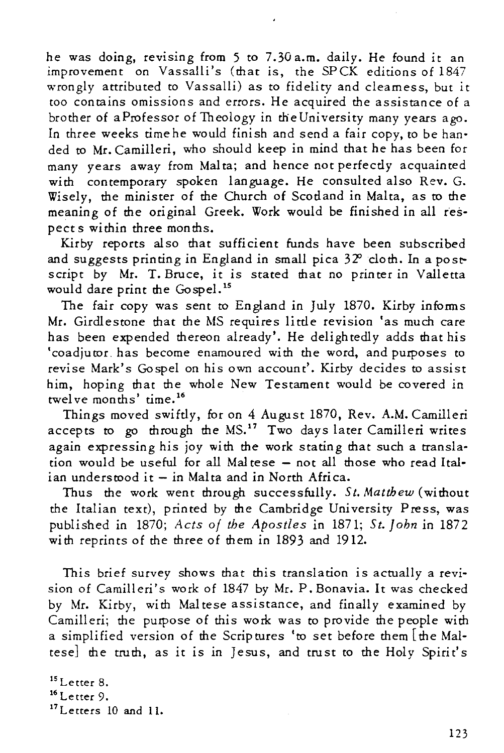he was doing, revising from 5 to 7.30 a.m. daily. He found it an improvement on Vassalli's (that is, the SPCK editions of 1847 wrongly attributed to Vassalli) as to fidelity and cleamess, but it too contains omissions and errors. He acquired the assistance of a brother of a Professor of Theology in the University many years ago. In three weeks time he would finish and send a fair copy, to be handed to Mr. Camilleri, who should keep in mind that he has been for many years away from Malta; and hence not perfectly acquainted with contemporary spoken language. He consulted also Rev. G. Wisely, the minister of the Church of Scotland in Malta, as to the meaning of the original Greek. Work would be finished in all respects within three months.

Kirby reports also that sufficient funds have been subscribed and suggests printing in England in small pica 32° cloth. In a postscript by Mr. T. Bruce, it is stated that no printer in Valletta would dare print the Gospel.[15]

The fair copy was sent to England in July 1870. Kirby informs Mr. Girdlestone that the MS requires little revision 'as much care has been expended thereon already'. He delightedly adds that his 'coadjutor has become enamoured with the word, and purposes to revise Mark's Gospel on his own account'. Kirby decides to assist him, hoping that the whole New Testament would be covered in twelve months' time.[16]

Things moved swiftly, for on 4 August 1870, Rev. A.M. Camilleri accepts to go through the MS.[17] Two days later Camilleri writes again expressing his joy with the work stating that such a translation would be useful for all Maltese – not all those who read Italian understood it – in Malta and in North Africa.

Thus the work went through successfully. *St. Matthew* (without the Italian text), printed by the Cambridge University Press, was published in 1870; *Acts of the Apostles* in 1871; *St. John* in 1872 with reprints of the three of them in 1893 and 1912.

This brief survey shows that this translation is actually a revision of Camilleri's work of 1847 by Mr. P. Bonavia. It was checked by Mr. Kirby, with Maltese assistance, and finally examined by Camilleri; the purpose of this work was to provide the people with a simplified version of the Scriptures 'to set before them [the Maltese] the truth, as it is in Jesus, and trust to the Holy Spirit's

[15] Letter 8.
[16] Letter 9.
[17] Letters 10 and 11.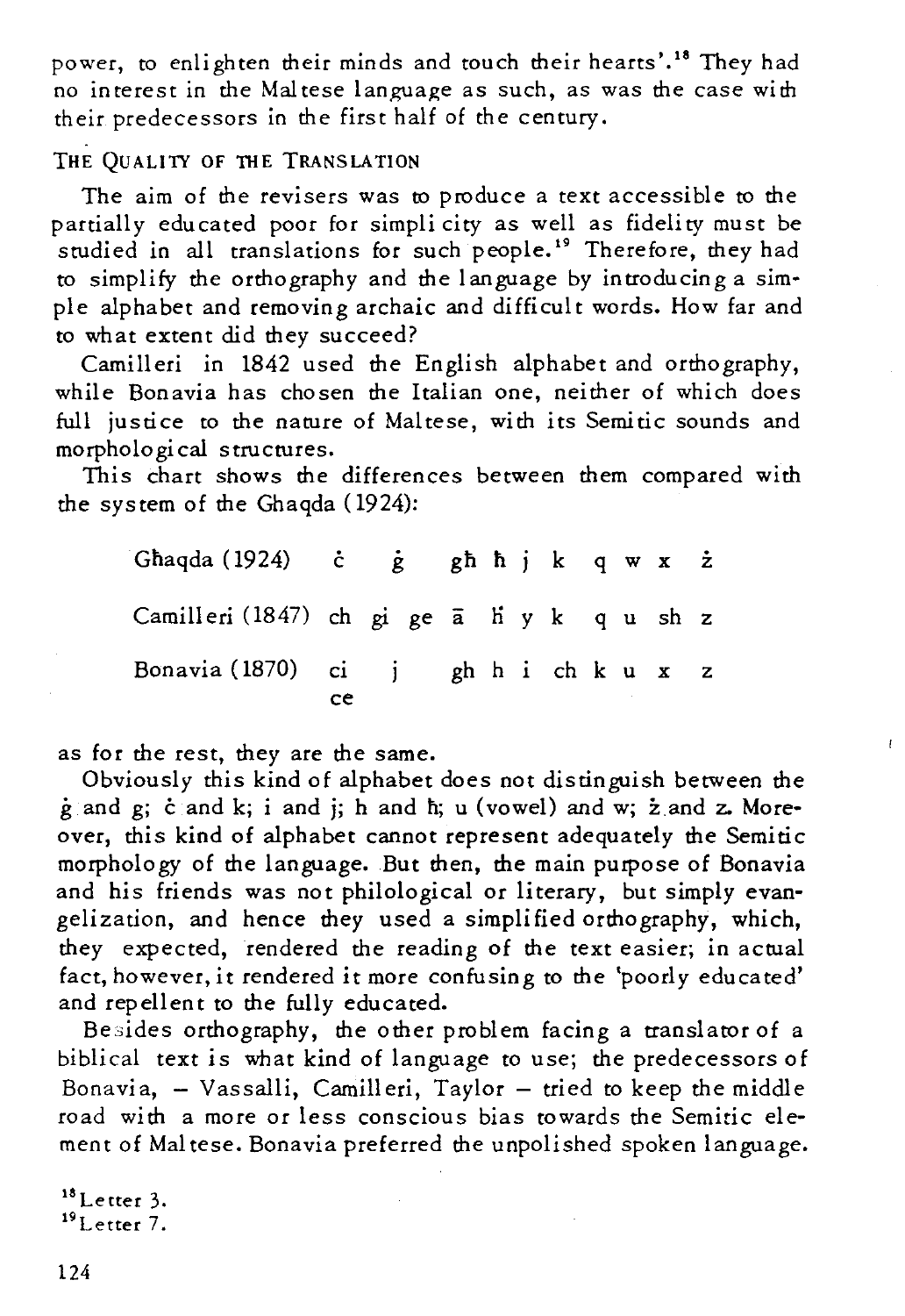power, to enlighten their minds and touch their hearts'.[18] They had no interest in the Maltese language as such, as was the case with their predecessors in the first half of the century.

### The Quality of the Translation

The aim of the revisers was to produce a text accessible to the partially educated poor for simplicity as well as fidelity must be studied in all translations for such people.[19] Therefore, they had to simplify the orthography and the language by introducing a simple alphabet and removing archaic and difficult words. How far and to what extent did they succeed?

Camilleri in 1842 used the English alphabet and orthography, while Bonavia has chosen the Italian one, neither of which does full justice to the nature of Maltese, with its Semitic sounds and morphological structures.

This chart shows the differences between them compared with the system of the Ghaqda (1924):

| Għaqda (1924) | ċ | ġ | għ | ħ | j | k | q | w | x | ż |
|---|---|---|---|---|---|---|---|---|---|---|
| Camilleri (1847) | ch | gi ge | ā | ḧ | y | k | q | u | sh | z |
| Bonavia (1870) | ci ce | j | gh | h | i | ch | k | u | x | z |

as for the rest, they are the same.

Obviously this kind of alphabet does not distinguish between the ġ and g; ċ and k; i and j; h and ħ; u (vowel) and w; ż and z. Moreover, this kind of alphabet cannot represent adequately the Semitic morphology of the language. But then, the main purpose of Bonavia and his friends was not philological or literary, but simply evangelization, and hence they used a simplified orthography, which, they expected, rendered the reading of the text easier; in actual fact, however, it rendered it more confusing to the 'poorly educated' and repellent to the fully educated.

Besides orthography, the other problem facing a translator of a biblical text is what kind of language to use; the predecessors of Bonavia, – Vassalli, Camilleri, Taylor – tried to keep the middle road with a more or less conscious bias towards the Semitic element of Maltese. Bonavia preferred the unpolished spoken language.

[18] Letter 3.
[19] Letter 7.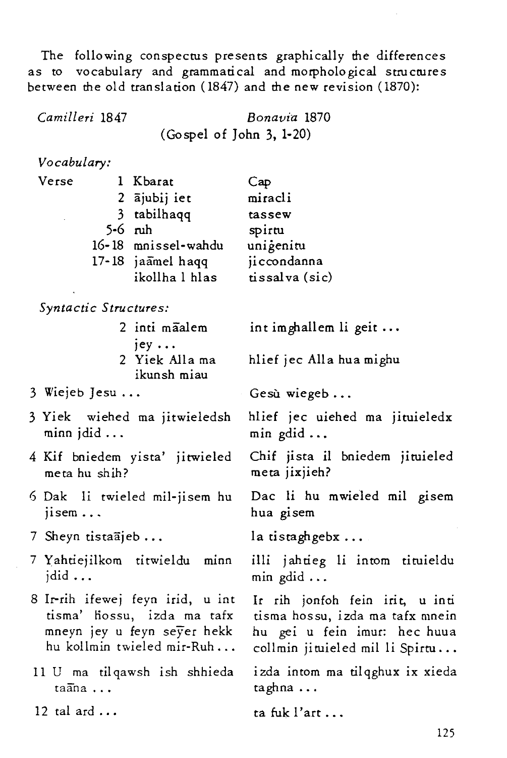The following conspectus presents graphically the differences as to vocabulary and grammatical and morphological structures between the old translation (1847) and the new revision (1870):

| *Camilleri* 1847 | | *Bonavia* 1870 |
|---|---|---|
| | (Gospel of John 3, 1-20) | |

*Vocabulary:*

| Verse | | |
|---|---|---|
| 1 | Kbarat | Cap |
| 2 | ājubij iet | miracli |
| 3 | tabilhaqq | tassew |
| 5-6 | ruh | spirtu |
| 16-18 | mnissel-wahdu | uniġenitu |
| 17-18 | jaāmel haqq | jiccondanna |
| | ikollha l hlas | tissalva (sic) |

*Syntactic Structures:*

| | |
|---|---|
| 2 inti māalem jey ... | int imghallem li geit ... |
| 2 Yiek Alla ma ikunsh miau | hlief jec Alla hua mighu |
| 3 Wiejeb Jesu ... | Gesù wiegeb ... |
| 3 Yiek wiehed ma jitwieledsh minn jdid ... | hlief jec uiehed ma jituieledx min gdid ... |
| 4 Kif bniedem yista' jitwieled meta hu shih? | Chif jista il bniedem jituieled meta jixjieh? |
| 6 Dak li twieled mil-jisem hu jisem ... | Dac li hu mwieled mil gisem hua gisem |
| 7 Sheyn tistaājeb ... | la tistaghgebx ... |
| 7 Yahtiejilkom titwieldu minn jdid ... | illi jahtieg li intom tituieldu min gdid ... |
| 8 Ir-rih ifewej feyn irid, u int tisma' hossu, izda ma tafx mneyn jey u feyn seȳer hekk hu kollmin twieled mir-Ruh ... | Ir rih jonfoh fein irit, u inti tisma hossu, izda ma tafx mnein hu gei u fein imur: hec huua collmin jituieled mil li Spirtu ... |
| 11 U ma tilqawsh ish shhieda taāna ... | izda intom ma tilqghux ix xieda taghna ... |
| 12 tal ard ... | ta fuk l'art ... |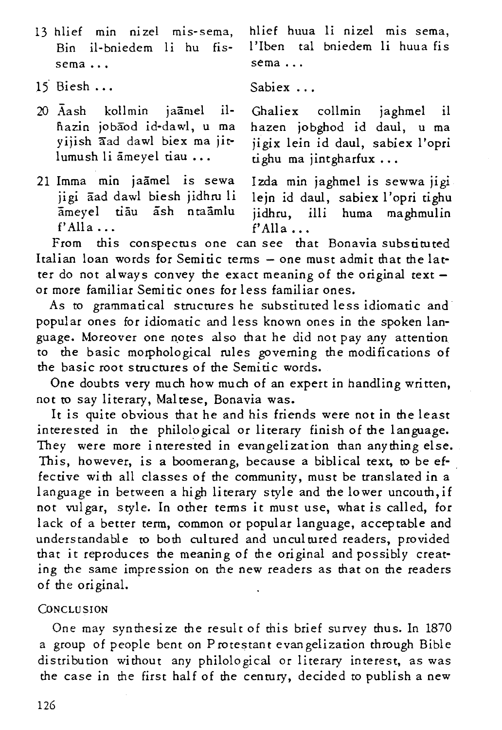| | |
|---|---|
| 13 hlief min nizel mis-sema, Bin il-bniedem li hu fis-sema ... | hlief huua li nizel mis sema, l'Iben tal bniedem li huua fis sema ... |
| 15 Biesh ... | Sabiex ... |
| 20 Āash kollmin jaāmel il-ħazin jobāod id-dawl, u ma yijish āad dawl biex ma jitlumush li āmeyel tiau ... | Ghaliex collmin jaghmel il hazen jobghod id daul, u ma jigix lein id daul, sabiex l'opri tighu ma jintgharfux ... |
| 21 Imma min jaāmel is sewa jigi āad dawl biesh jidhru li āmeyel tiāu āsh ntaāmlu f'Alla ... | Izda min jaghmel is sewwa jigi lejn id daul, sabiex l'opri tighu jidhru, illi huma maghmulin f'Alla ... |

From this conspectus one can see that Bonavia substituted Italian loan words for Semitic terms – one must admit that the latter do not always convey the exact meaning of the original text – or more familiar Semitic ones for less familiar ones.

As to grammatical structures he substituted less idiomatic and popular ones for idiomatic and less known ones in the spoken language. Moreover one notes also that he did not pay any attention to the basic morphological rules governing the modifications of the basic root structures of the Semitic words.

One doubts very much how much of an expert in handling written, not to say literary, Maltese, Bonavia was.

It is quite obvious that he and his friends were not in the least interested in the philological or literary finish of the language. They were more interested in evangelization than anything else. This, however, is a boomerang, because a biblical text, to be effective with all classes of the community, must be translated in a language in between a high literary style and the lower uncouth, if not vulgar, style. In other terms it must use, what is called, for lack of a better term, common or popular language, acceptable and understandable to both cultured and uncultured readers, provided that it reproduces the meaning of the original and possibly creating the same impression on the new readers as that on the readers of the original.

## CONCLUSION

One may synthesize the result of this brief survey thus. In 1870 a group of people bent on Protestant evangelization through Bible distribution without any philological or literary interest, as was the case in the first half of the century, decided to publish a new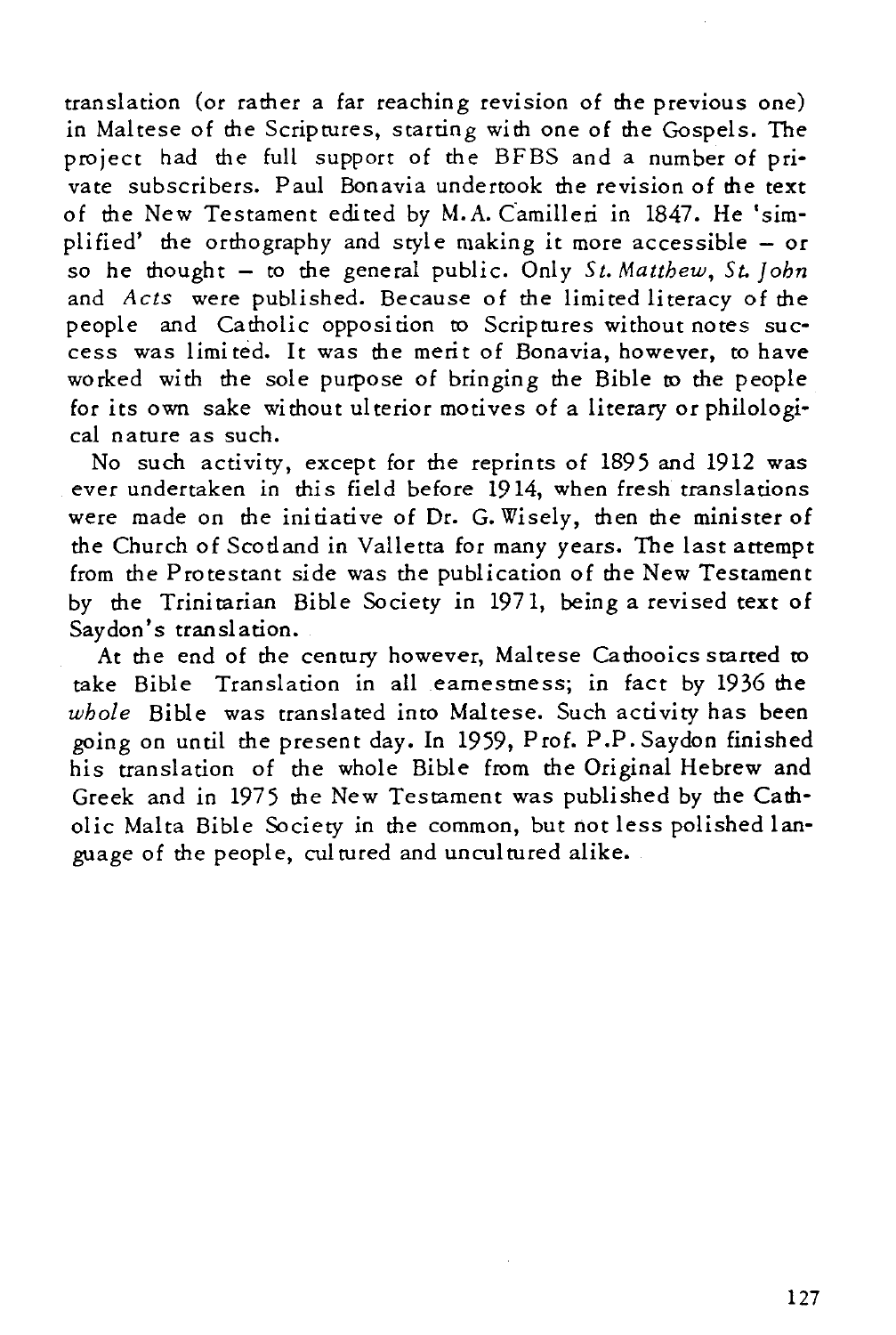translation (or rather a far reaching revision of the previous one) in Maltese of the Scriptures, starting with one of the Gospels. The project had the full support of the BFBS and a number of private subscribers. Paul Bonavia undertook the revision of the text of the New Testament edited by M.A. Camilleri in 1847. He 'simplified' the orthography and style making it more accessible – or so he thought – to the general public. Only *St. Matthew*, *St. John* and *Acts* were published. Because of the limited literacy of the people and Catholic opposition to Scriptures without notes success was limited. It was the merit of Bonavia, however, to have worked with the sole purpose of bringing the Bible to the people for its own sake without ulterior motives of a literary or philological nature as such.

No such activity, except for the reprints of 1895 and 1912 was ever undertaken in this field before 1914, when fresh translations were made on the initiative of Dr. G. Wisely, then the minister of the Church of Scotland in Valletta for many years. The last attempt from the Protestant side was the publication of the New Testament by the Trinitarian Bible Society in 1971, being a revised text of Saydon's translation.

At the end of the century however, Maltese Cathooics started to take Bible Translation in all earnestness; in fact by 1936 the *whole* Bible was translated into Maltese. Such activity has been going on until the present day. In 1959, Prof. P.P. Saydon finished his translation of the whole Bible from the Original Hebrew and Greek and in 1975 the New Testament was published by the Catholic Malta Bible Society in the common, but not less polished language of the people, cultured and uncultured alike.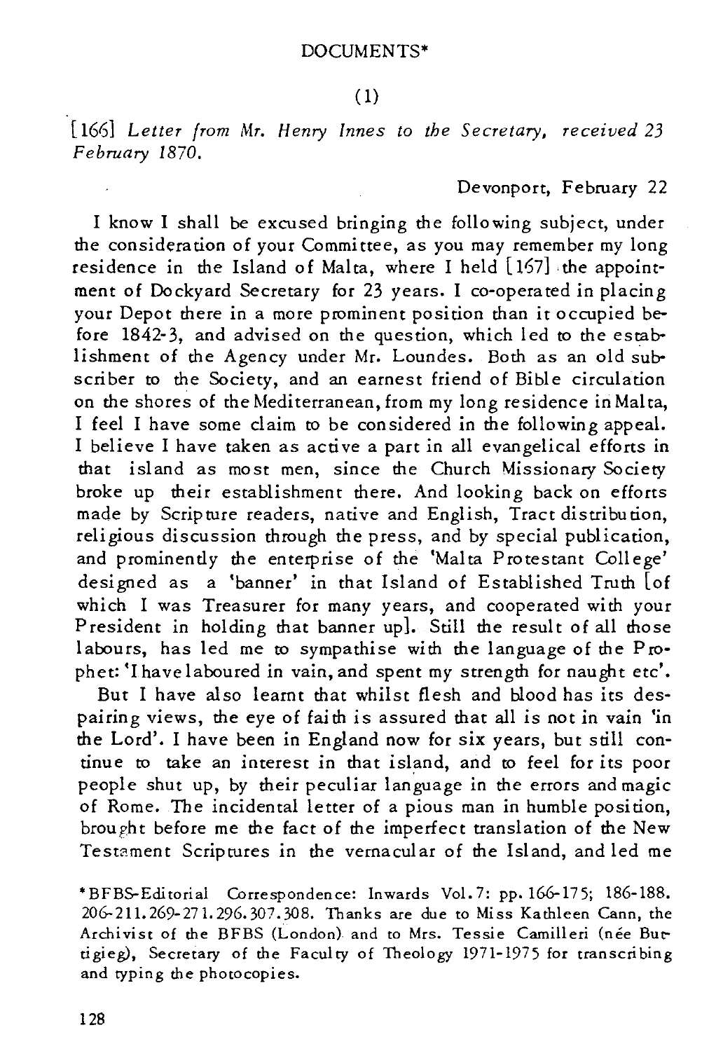DOCUMENTS*

(1)

[166] *Letter from Mr. Henry Innes to the Secretary, received 23 February 1870.*

Devonport, February 22

I know I shall be excused bringing the following subject, under the consideration of your Committee, as you may remember my long residence in the Island of Malta, where I held [167] the appointment of Dockyard Secretary for 23 years. I co-operated in placing your Depot there in a more prominent position than it occupied before 1842-3, and advised on the question, which led to the establishment of the Agency under Mr. Loundes. Both as an old subscriber to the Society, and an earnest friend of Bible circulation on the shores of the Mediterranean, from my long residence in Malta, I feel I have some claim to be considered in the following appeal. I believe I have taken as active a part in all evangelical efforts in that island as most men, since the Church Missionary Society broke up their establishment there. And looking back on efforts made by Scripture readers, native and English, Tract distribution, religious discussion through the press, and by special publication, and prominently the enterprise of the 'Malta Protestant College' designed as a 'banner' in that Island of Established Truth [of which I was Treasurer for many years, and cooperated with your President in holding that banner up]. Still the result of all those labours, has led me to sympathise with the language of the Prophet: 'I have laboured in vain, and spent my strength for naught etc'.

But I have also learnt that whilst flesh and blood has its despairing views, the eye of faith is assured that all is not in vain 'in the Lord'. I have been in England now for six years, but still continue to take an interest in that island, and to feel for its poor people shut up, by their peculiar language in the errors and magic of Rome. The incidental letter of a pious man in humble position, brought before me the fact of the imperfect translation of the New Testament Scriptures in the vernacular of the Island, and led me

*BFBS-Editorial Correspondence: Inwards Vol.7: pp. 166-175; 186-188. 206-211. 269-271. 296. 307. 308. Thanks are due to Miss Kathleen Cann, the Archivist of the BFBS (London) and to Mrs. Tessie Camilleri (née Buttigieg), Secretary of the Faculty of Theology 1971-1975 for transcribing and typing the photocopies.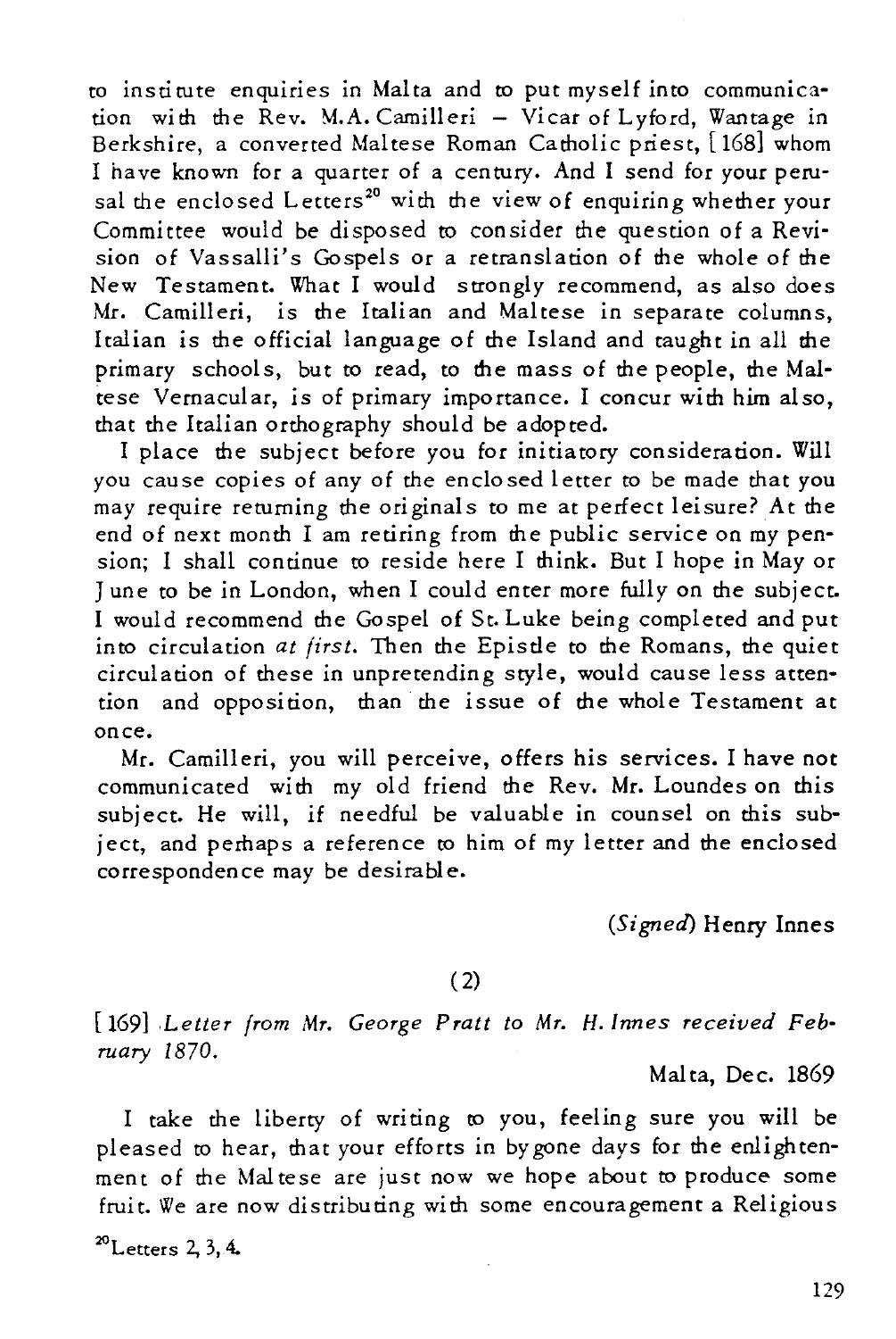to institute enquiries in Malta and to put myself into communication with the Rev. M.A. Camilleri – Vicar of Lyford, Wantage in Berkshire, a converted Maltese Roman Catholic priest, [168] whom I have known for a quarter of a century. And I send for your perusal the enclosed Letters[20] with the view of enquiring whether your Committee would be disposed to consider the question of a Revision of Vassalli's Gospels or a retranslation of the whole of the New Testament. What I would strongly recommend, as also does Mr. Camilleri, is the Italian and Maltese in separate columns, Italian is the official language of the Island and taught in all the primary schools, but to read, to the mass of the people, the Maltese Vernacular, is of primary importance. I concur with him also, that the Italian orthography should be adopted.

I place the subject before you for initiatory consideration. Will you cause copies of any of the enclosed letter to be made that you may require returning the originals to me at perfect leisure? At the end of next month I am retiring from the public service on my pension; I shall continue to reside here I think. But I hope in May or June to be in London, when I could enter more fully on the subject. I would recommend the Gospel of St. Luke being completed and put into circulation *at first*. Then the Epistle to the Romans, the quiet circulation of these in unpretending style, would cause less attention and opposition, than the issue of the whole Testament at once.

Mr. Camilleri, you will perceive, offers his services. I have not communicated with my old friend the Rev. Mr. Loundes on this subject. He will, if needful be valuable in counsel on this subject, and perhaps a reference to him of my letter and the enclosed correspondence may be desirable.

(*Signed*) Henry Innes

(2)

[169] *Letter from Mr. George Pratt to Mr. H. Innes received February 1870.*

Malta, Dec. 1869

I take the liberty of writing to you, feeling sure you will be pleased to hear, that your efforts in bygone days for the enlightenment of the Maltese are just now we hope about to produce some fruit. We are now distributing with some encouragement a Religious

[20] Letters 2, 3, 4.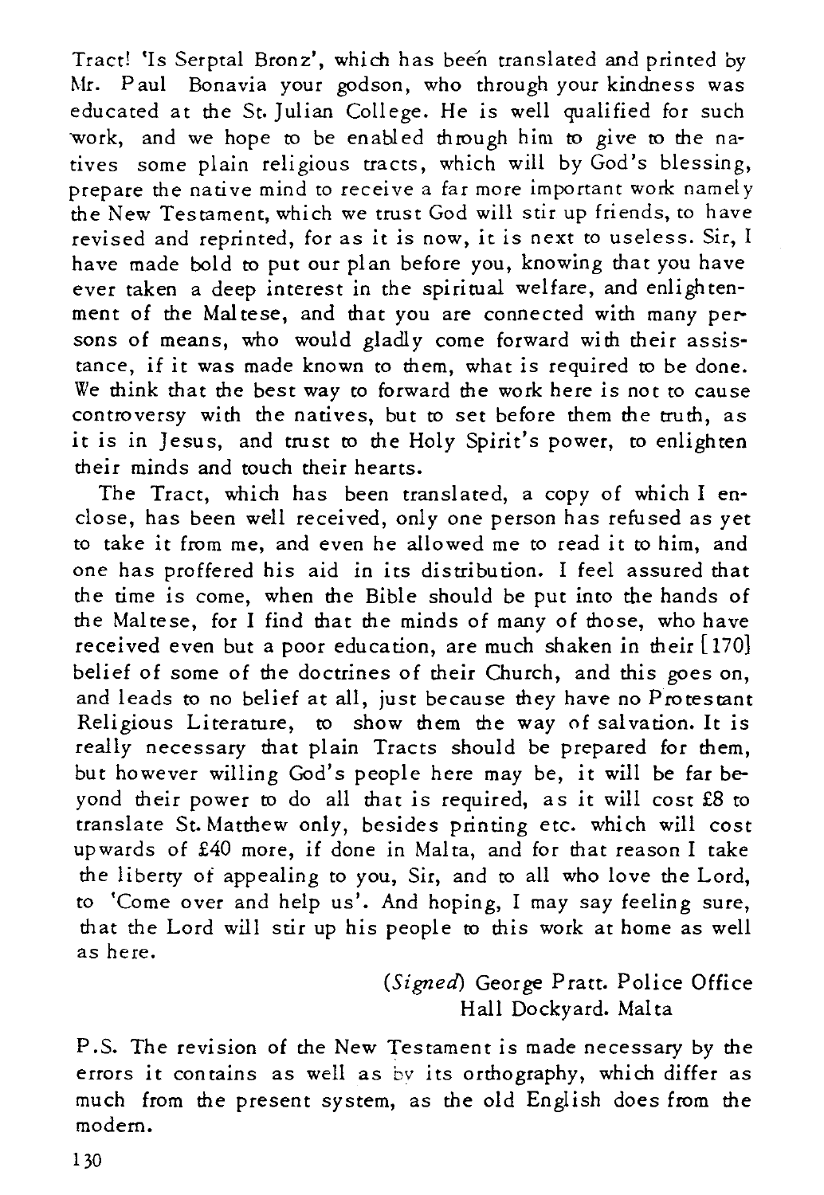Tract! 'Is Serptal Bronz', which has been translated and printed by Mr. Paul Bonavia your godson, who through your kindness was educated at the St. Julian College. He is well qualified for such work, and we hope to be enabled through him to give to the natives some plain religious tracts, which will by God's blessing, prepare the native mind to receive a far more important work namely the New Testament, which we trust God will stir up friends, to have revised and reprinted, for as it is now, it is next to useless. Sir, I have made bold to put our plan before you, knowing that you have ever taken a deep interest in the spiritual welfare, and enlightenment of the Maltese, and that you are connected with many persons of means, who would gladly come forward with their assistance, if it was made known to them, what is required to be done. We think that the best way to forward the work here is not to cause controversy with the natives, but to set before them the truth, as it is in Jesus, and trust to the Holy Spirit's power, to enlighten their minds and touch their hearts.

The Tract, which has been translated, a copy of which I enclose, has been well received, only one person has refused as yet to take it from me, and even he allowed me to read it to him, and one has proffered his aid in its distribution. I feel assured that the time is come, when the Bible should be put into the hands of the Maltese, for I find that the minds of many of those, who have received even but a poor education, are much shaken in their [170] belief of some of the doctrines of their Church, and this goes on, and leads to no belief at all, just because they have no Protestant Religious Literature, to show them the way of salvation. It is really necessary that plain Tracts should be prepared for them, but however willing God's people here may be, it will be far beyond their power to do all that is required, as it will cost £8 to translate St. Matthew only, besides printing etc. which will cost upwards of £40 more, if done in Malta, and for that reason I take the liberty of appealing to you, Sir, and to all who love the Lord, to 'Come over and help us'. And hoping, I may say feeling sure, that the Lord will stir up his people to this work at home as well as here.

(*Signed*) George Pratt. Police Office
Hall Dockyard. Malta

P.S. The revision of the New Testament is made necessary by the errors it contains as well as by its orthography, which differ as much from the present system, as the old English does from the modern.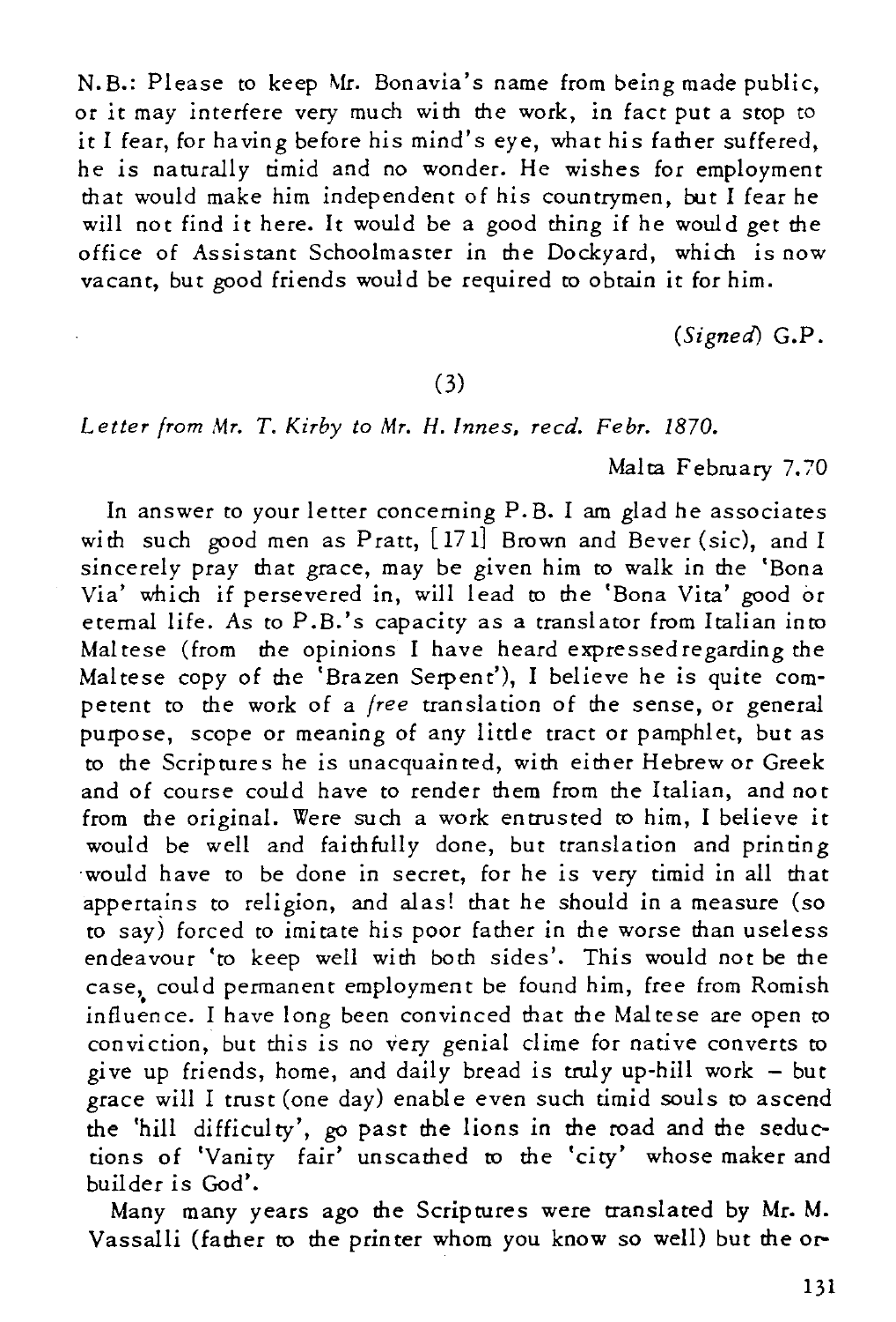N.B.: Please to keep Mr. Bonavia's name from being made public, or it may interfere very much with the work, in fact put a stop to it I fear, for having before his mind's eye, what his father suffered, he is naturally timid and no wonder. He wishes for employment that would make him independent of his countrymen, but I fear he will not find it here. It would be a good thing if he would get the office of Assistant Schoolmaster in the Dockyard, which is now vacant, but good friends would be required to obtain it for him.

(*Signed*) G.P.

(3)

*Letter from Mr. T. Kirby to Mr. H. Innes, recd. Febr. 1870.*

Malta February 7.70

In answer to your letter concerning P.B. I am glad he associates with such good men as Pratt, [171] Brown and Bever (sic), and I sincerely pray that grace, may be given him to walk in the 'Bona Via' which if persevered in, will lead to the 'Bona Vita' good or eternal life. As to P.B.'s capacity as a translator from Italian into Maltese (from the opinions I have heard expressed regarding the Maltese copy of the 'Brazen Serpent'), I believe he is quite competent to the work of a *free* translation of the sense, or general purpose, scope or meaning of any little tract or pamphlet, but as to the Scriptures he is unacquainted, with either Hebrew or Greek and of course could have to render them from the Italian, and not from the original. Were such a work entrusted to him, I believe it would be well and faithfully done, but translation and printing would have to be done in secret, for he is very timid in all that appertains to religion, and alas! that he should in a measure (so to say) forced to imitate his poor father in the worse than useless endeavour 'to keep well with both sides'. This would not be the case, could permanent employment be found him, free from Romish influence. I have long been convinced that the Maltese are open to conviction, but this is no very genial clime for native converts to give up friends, home, and daily bread is truly up-hill work – but grace will I trust (one day) enable even such timid souls to ascend the 'hill difficulty', go past the lions in the road and the seductions of 'Vanity fair' unscathed to the 'city' whose maker and builder is God'.

Many many years ago the Scriptures were translated by Mr. M. Vassalli (father to the printer whom you know so well) but the or-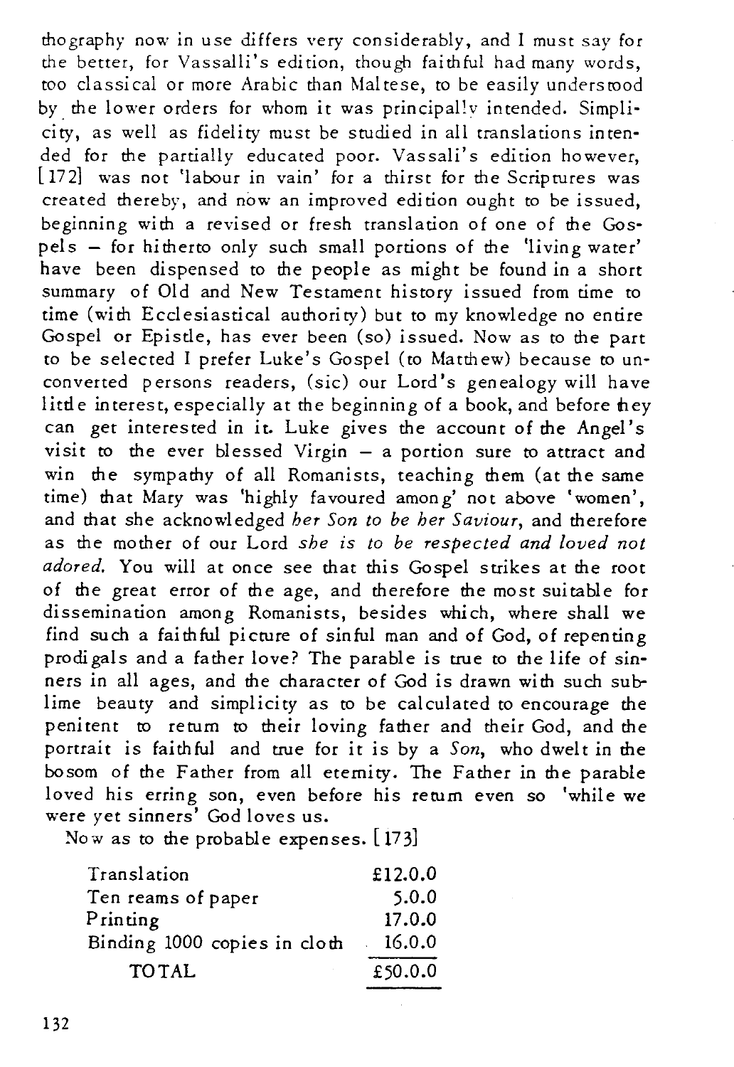thography now in use differs very considerably, and I must say for the better, for Vassalli's edition, though faithful had many words, too classical or more Arabic than Maltese, to be easily understood by the lower orders for whom it was principally intended. Simplicity, as well as fidelity must be studied in all translations intended for the partially educated poor. Vassali's edition however, [172] was not 'labour in vain' for a thirst for the Scriptures was created thereby, and now an improved edition ought to be issued, beginning with a revised or fresh translation of one of the Gospels – for hitherto only such small portions of the 'living water' have been dispensed to the people as might be found in a short summary of Old and New Testament history issued from time to time (with Ecclesiastical authority) but to my knowledge no entire Gospel or Epistle, has ever been (so) issued. Now as to the part to be selected I prefer Luke's Gospel (to Matthew) because to unconverted persons readers, (sic) our Lord's genealogy will have little interest, especially at the beginning of a book, and before they can get interested in it. Luke gives the account of the Angel's visit to the ever blessed Virgin – a portion sure to attract and win the sympathy of all Romanists, teaching them (at the same time) that Mary was 'highly favoured among' not above 'women', and that she acknowledged *her Son to be her Saviour*, and therefore as the mother of our Lord *she is to be respected and loved not adored.* You will at once see that this Gospel strikes at the root of the great error of the age, and therefore the most suitable for dissemination among Romanists, besides which, where shall we find such a faithful picture of sinful man and of God, of repenting prodigals and a father love? The parable is true to the life of sinners in all ages, and the character of God is drawn with such sublime beauty and simplicity as to be calculated to encourage the penitent to return to their loving father and their God, and the portrait is faithful and true for it is by a *Son,* who dwelt in the bosom of the Father from all eternity. The Father in the parable loved his erring son, even before his return even so 'while we were yet sinners' God loves us.

Now as to the probable expenses. [173]

| | |
|---|---|
| Translation | £12.0.0 |
| Ten reams of paper | 5.0.0 |
| Printing | 17.0.0 |
| Binding 1000 copies in cloth | 16.0.0 |
| TOTAL | £50.0.0 |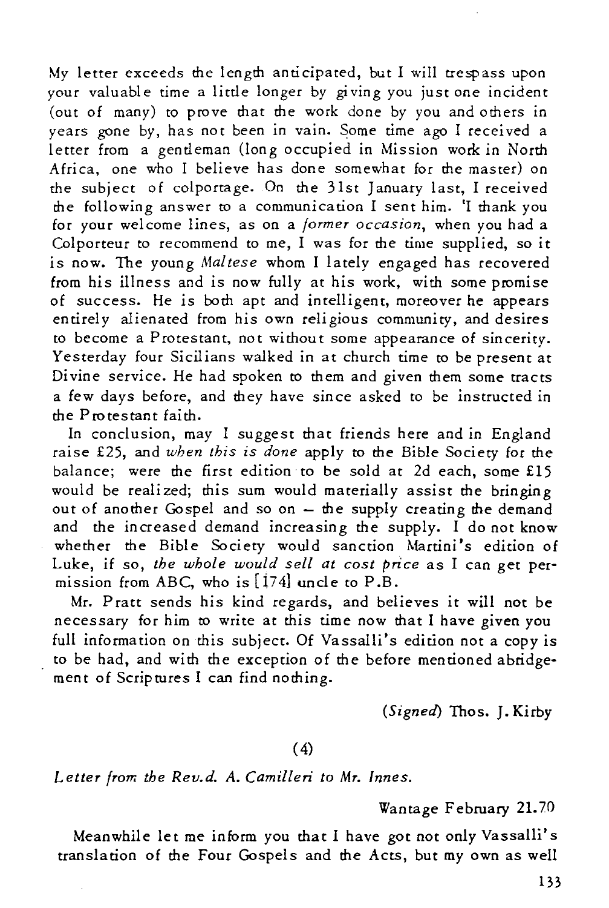My letter exceeds the length anticipated, but I will trespass upon your valuable time a little longer by giving you just one incident (out of many) to prove that the work done by you and others in years gone by, has not been in vain. Some time ago I received a letter from a gentleman (long occupied in Mission work in North Africa, one who I believe has done somewhat for the master) on the subject of colportage. On the 31st January last, I received the following answer to a communication I sent him. 'I thank you for your welcome lines, as on a *former occasion*, when you had a Colporteur to recommend to me, I was for the time supplied, so it is now. The young *Maltese* whom I lately engaged has recovered from his illness and is now fully at his work, with some promise of success. He is both apt and intelligent, moreover he appears entirely alienated from his own religious community, and desires to become a Protestant, not without some appearance of sincerity. Yesterday four Sicilians walked in at church time to be present at Divine service. He had spoken to them and given them some tracts a few days before, and they have since asked to be instructed in the Protestant faith.

In conclusion, may I suggest that friends here and in England raise £25, and *when this is done* apply to the Bible Society for the balance; were the first edition to be sold at 2d each, some £15 would be realized; this sum would materially assist the bringing out of another Gospel and so on – the supply creating the demand and the increased demand increasing the supply. I do not know whether the Bible Society would sanction Martini's edition of Luke, if so, *the whole would sell at cost price* as I can get permission from ABC, who is [174] uncle to P.B.

Mr. Pratt sends his kind regards, and believes it will not be necessary for him to write at this time now that I have given you full information on this subject. Of Vassalli's edition not a copy is to be had, and with the exception of the before mentioned abridgement of Scriptures I can find nothing.

(*Signed*) Thos. J. Kirby

(4)

*Letter from the Rev.d. A. Camilleri to Mr. Innes.*

Wantage February 21.70

Meanwhile let me inform you that I have got not only Vassalli's translation of the Four Gospels and the Acts, but my own as well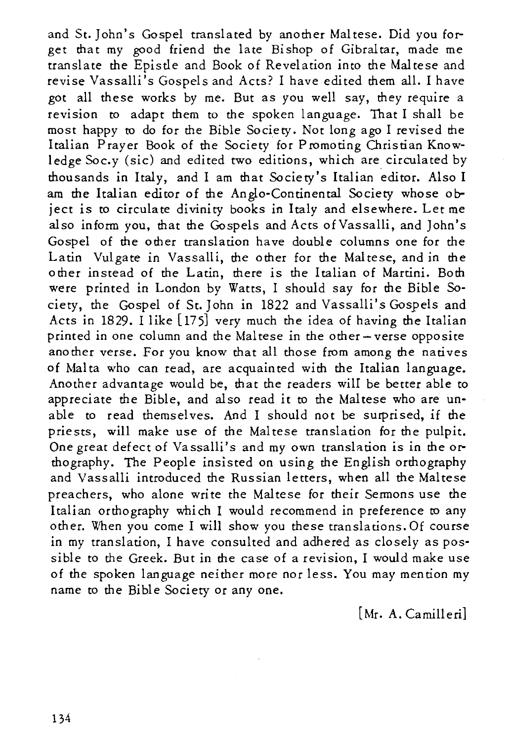and St. John's Gospel translated by another Maltese. Did you forget that my good friend the late Bishop of Gibraltar, made me translate the Epistle and Book of Revelation into the Maltese and revise Vassalli's Gospels and Acts? I have edited them all. I have got all these works by me. But as you well say, they require a revision to adapt them to the spoken language. That I shall be most happy to do for the Bible Society. Not long ago I revised the Italian Prayer Book of the Society for Promoting Christian Knowledge Soc.y (sic) and edited two editions, which are circulated by thousands in Italy, and I am that Society's Italian editor. Also I am the Italian editor of the Anglo-Continental Society whose object is to circulate divinity books in Italy and elsewhere. Let me also inform you, that the Gospels and Acts of Vassalli, and John's Gospel of the other translation have double columns one for the Latin Vulgate in Vassalli, the other for the Maltese, and in the other instead of the Latin, there is the Italian of Martini. Both were printed in London by Watts, I should say for the Bible Society, the Gospel of St. John in 1822 and Vassalli's Gospels and Acts in 1829. I like [175] very much the idea of having the Italian printed in one column and the Maltese in the other – verse opposite another verse. For you know that all those from among the natives of Malta who can read, are acquainted with the Italian language. Another advantage would be, that the readers will be better able to appreciate the Bible, and also read it to the Maltese who are unable to read themselves. And I should not be surprised, if the priests, will make use of the Maltese translation for the pulpit. One great defect of Vassalli's and my own translation is in the orthography. The People insisted on using the English orthography and Vassalli introduced the Russian letters, when all the Maltese preachers, who alone write the Maltese for their Sermons use the Italian orthography which I would recommend in preference to any other. When you come I will show you these translations. Of course in my translation, I have consulted and adhered as closely as possible to the Greek. But in the case of a revision, I would make use of the spoken language neither more nor less. You may mention my name to the Bible Society or any one.

[Mr. A. Camilleri]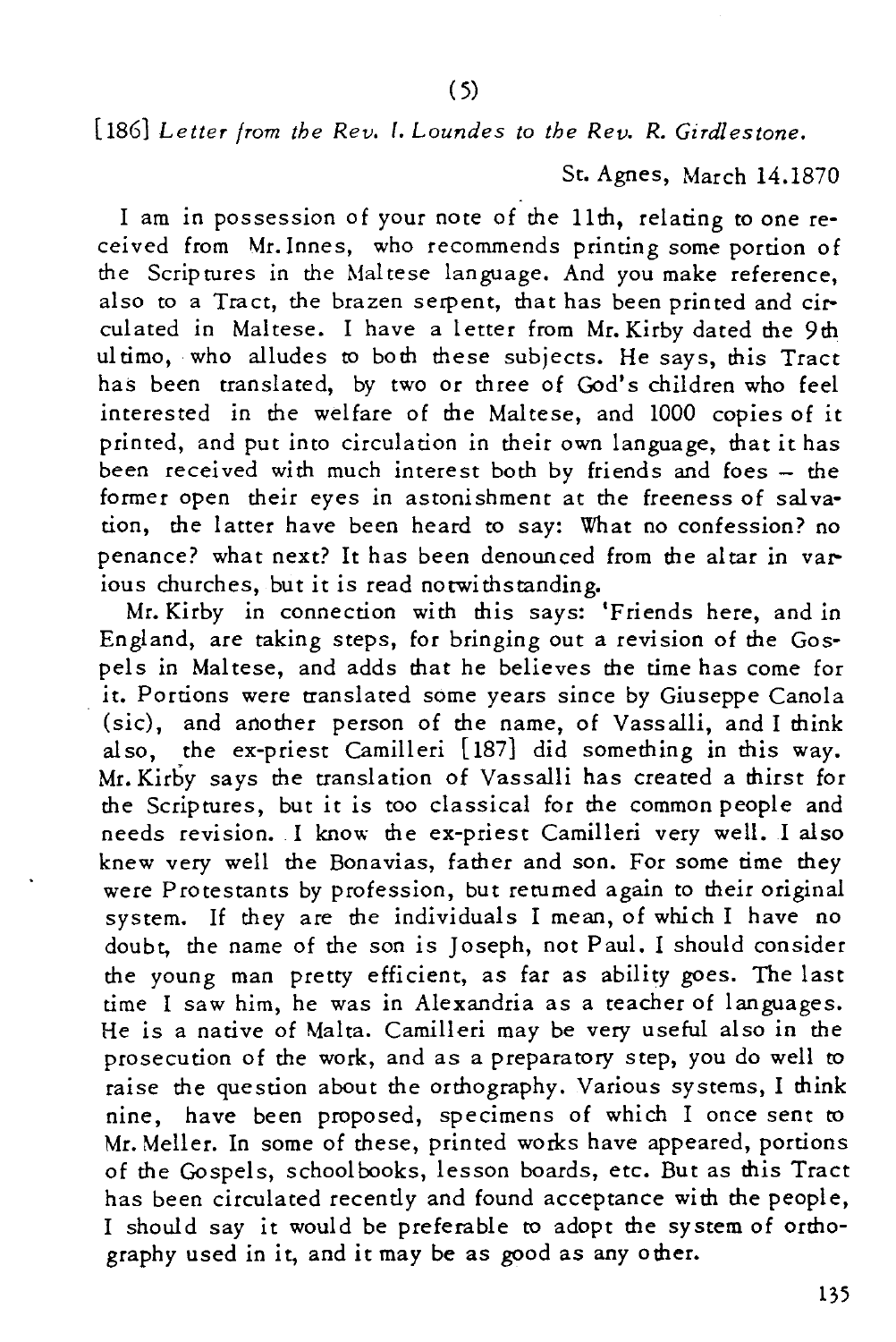[186] *Letter from the Rev. I. Loundes to the Rev. R. Girdlestone.*

St. Agnes, March 14.1870

I am in possession of your note of the 11th, relating to one received from Mr. Innes, who recommends printing some portion of the Scriptures in the Maltese language. And you make reference, also to a Tract, the brazen serpent, that has been printed and circulated in Maltese. I have a letter from Mr. Kirby dated the 9th ultimo, who alludes to both these subjects. He says, this Tract has been translated, by two or three of God's children who feel interested in the welfare of the Maltese, and 1000 copies of it printed, and put into circulation in their own language, that it has been received with much interest both by friends and foes – the former open their eyes in astonishment at the freeness of salvation, the latter have been heard to say: What no confession? no penance? what next? It has been denounced from the altar in various churches, but it is read notwithstanding.

Mr. Kirby in connection with this says: 'Friends here, and in England, are taking steps, for bringing out a revision of the Gospels in Maltese, and adds that he believes the time has come for it. Portions were translated some years since by Giuseppe Canola (sic), and another person of the name, of Vassalli, and I think also, the ex-priest Camilleri [187] did something in this way. Mr. Kirby says the translation of Vassalli has created a thirst for the Scriptures, but it is too classical for the common people and needs revision. I know the ex-priest Camilleri very well. I also knew very well the Bonavias, father and son. For some time they were Protestants by profession, but returned again to their original system. If they are the individuals I mean, of which I have no doubt, the name of the son is Joseph, not Paul. I should consider the young man pretty efficient, as far as ability goes. The last time I saw him, he was in Alexandria as a teacher of languages. He is a native of Malta. Camilleri may be very useful also in the prosecution of the work, and as a preparatory step, you do well to raise the question about the orthography. Various systems, I think nine, have been proposed, specimens of which I once sent to Mr. Meller. In some of these, printed works have appeared, portions of the Gospels, schoolbooks, lesson boards, etc. But as this Tract has been circulated recently and found acceptance with the people, I should say it would be preferable to adopt the system of orthography used in it, and it may be as good as any other.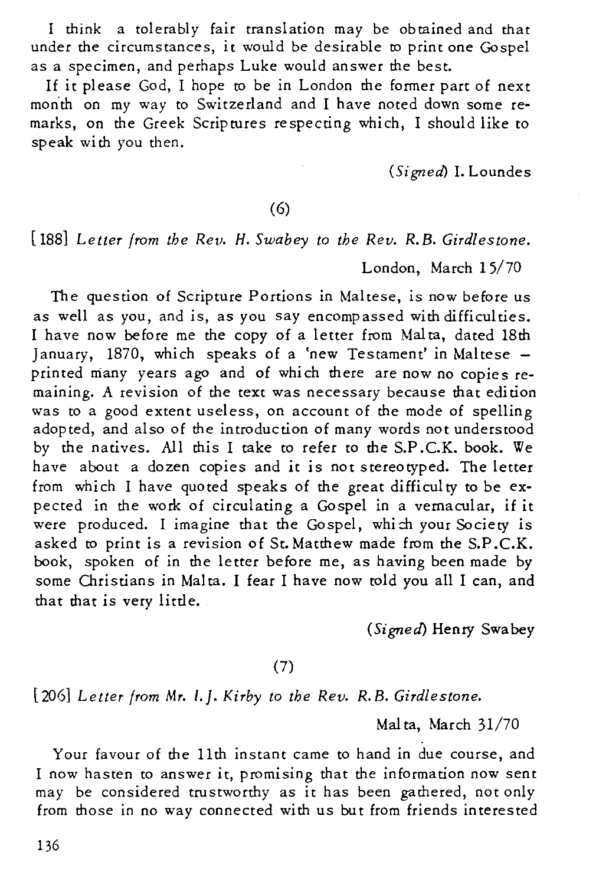I think a tolerably fair translation may be obtained and that under the circumstances, it would be desirable to print one Gospel as a specimen, and perhaps Luke would answer the best.

If it please God, I hope to be in London the former part of next month on my way to Switzerland and I have noted down some remarks, on the Greek Scriptures respecting which, I should like to speak with you then.

(*Signed*) I. Loundes

(6)

[188] *Letter from the Rev. H. Swabey to the Rev. R.B. Girdlestone.*

London, March 15/70

The question of Scripture Portions in Maltese, is now before us as well as you, and is, as you say encompassed with difficulties. I have now before me the copy of a letter from Malta, dated 18th January, 1870, which speaks of a 'new Testament' in Maltese – printed many years ago and of which there are now no copies remaining. A revision of the text was necessary because that edition was to a good extent useless, on account of the mode of spelling adopted, and also of the introduction of many words not understood by the natives. All this I take to refer to the S.P.C.K. book. We have about a dozen copies and it is not stereotyped. The letter from which I have quoted speaks of the great difficulty to be expected in the work of circulating a Gospel in a vernacular, if it were produced. I imagine that the Gospel, which your Society is asked to print is a revision of St. Matthew made from the S.P.C.K. book, spoken of in the letter before me, as having been made by some Christians in Malta. I fear I have now told you all I can, and that that is very little.

(*Signed*) Henry Swabey

(7)

[206] *Letter from Mr. I.J. Kirby to the Rev. R.B. Girdlestone.*

Malta, March 31/70

Your favour of the 11th instant came to hand in due course, and I now hasten to answer it, promising that the information now sent may be considered trustworthy as it has been gathered, not only from those in no way connected with us but from friends interested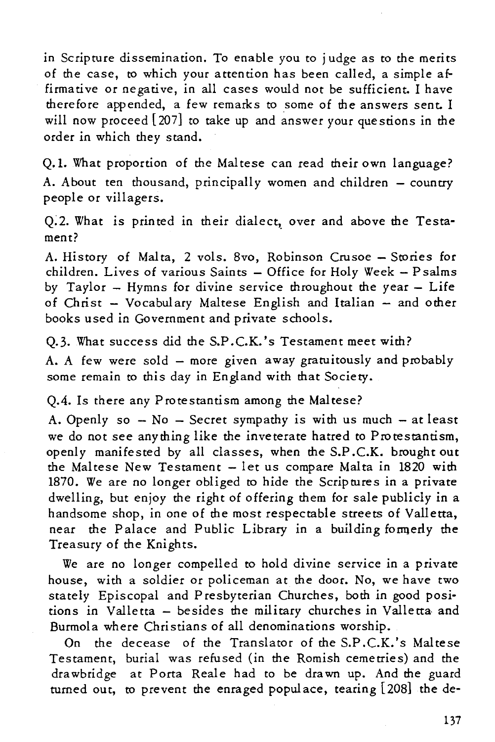in Scripture dissemination. To enable you to judge as to the merits of the case, to which your attention has been called, a simple affirmative or negative, in all cases would not be sufficient. I have therefore appended, a few remarks to some of the answers sent. I will now proceed [207] to take up and answer your questions in the order in which they stand.

Q.1. What proportion of the Maltese can read their own language?

A. About ten thousand, principally women and children – country people or villagers.

Q.2. What is printed in their dialect, over and above the Testament?

A. History of Malta, 2 vols. 8vo, Robinson Crusoe – Stories for children. Lives of various Saints – Office for Holy Week – Psalms by Taylor – Hymns for divine service throughout the year – Life of Christ – Vocabulary Maltese English and Italian – and other books used in Government and private schools.

Q.3. What success did the S.P.C.K.'s Testament meet with?

A. A few were sold – more given away gratuitously and probably some remain to this day in England with that Society.

Q.4. Is there any Protestantism among the Maltese?

A. Openly so – No – Secret sympathy is with us much – at least we do not see anything like the inveterate hatred to Protestantism, openly manifested by all classes, when the S.P.C.K. brought out the Maltese New Testament – let us compare Malta in 1820 with 1870. We are no longer obliged to hide the Scriptures in a private dwelling, but enjoy the right of offering them for sale publicly in a handsome shop, in one of the most respectable streets of Valletta, near the Palace and Public Library in a building formerly the Treasury of the Knights.

We are no longer compelled to hold divine service in a private house, with a soldier or policeman at the door. No, we have two stately Episcopal and Presbyterian Churches, both in good positions in Valletta – besides the military churches in Valletta and Burmola where Christians of all denominations worship.

On the decease of the Translator of the S.P.C.K.'s Maltese Testament, burial was refused (in the Romish cemetries) and the drawbridge at Porta Reale had to be drawn up. And the guard turned out, to prevent the enraged populace, tearing [208] the de-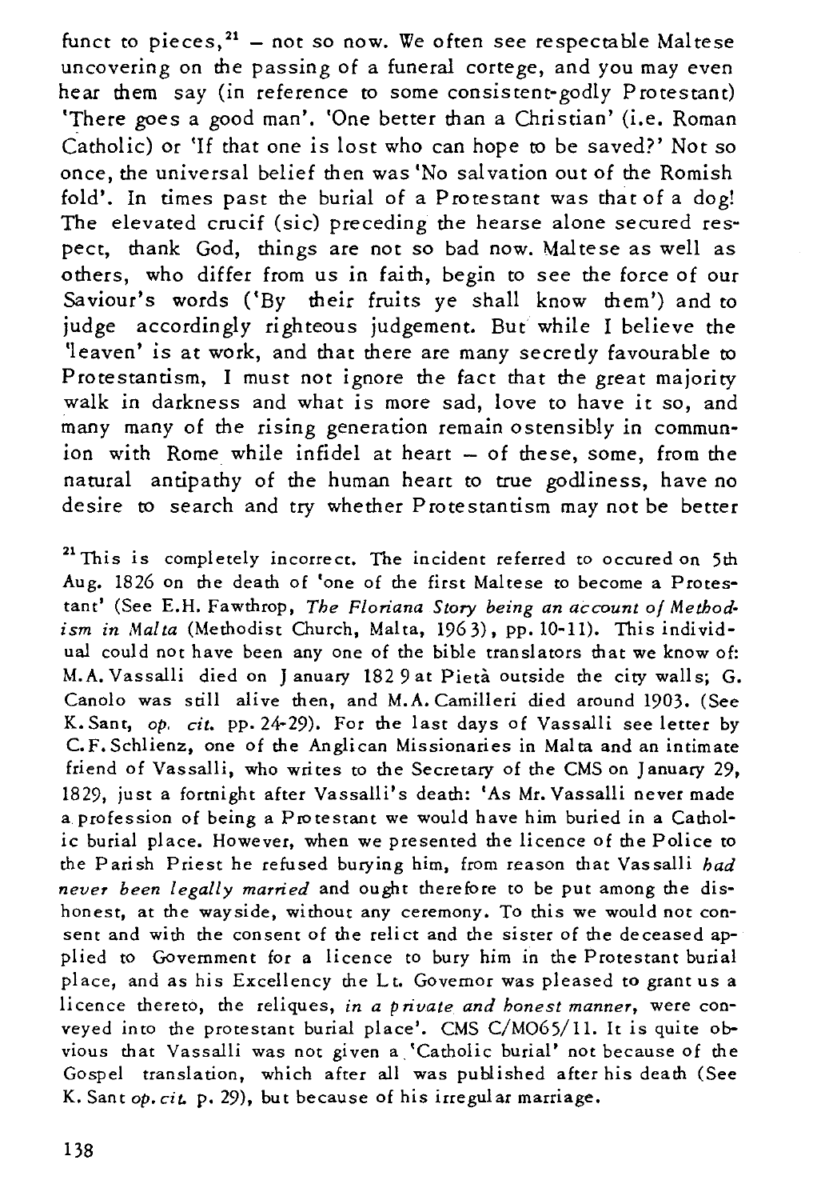funct to pieces,[21] – not so now. We often see respectable Maltese uncovering on the passing of a funeral cortege, and you may even hear them say (in reference to some consistent-godly Protestant) 'There goes a good man'. 'One better than a Christian' (i.e. Roman Catholic) or 'If that one is lost who can hope to be saved?' Not so once, the universal belief then was 'No salvation out of the Romish fold'. In times past the burial of a Protestant was that of a dog! The elevated crucif (sic) preceding the hearse alone secured respect, thank God, things are not so bad now. Maltese as well as others, who differ from us in faith, begin to see the force of our Saviour's words ('By their fruits ye shall know them') and to judge accordingly righteous judgement. But while I believe the 'leaven' is at work, and that there are many secretly favourable to Protestantism, I must not ignore the fact that the great majority walk in darkness and what is more sad, love to have it so, and many many of the rising generation remain ostensibly in communion with Rome while infidel at heart – of these, some, from the natural antipathy of the human heart to true godliness, have no desire to search and try whether Protestantism may not be better

[21] This is completely incorrect. The incident referred to occured on 5th Aug. 1826 on the death of 'one of the first Maltese to become a Protestant' (See E.H. Fawthrop, *The Floriana Story being an account of Methodism in Malta* (Methodist Church, Malta, 1963), pp. 10-11). This individual could not have been any one of the bible translators that we know of: M.A. Vassalli died on January 1829 at Pietà outside the city walls; G. Canolo was still alive then, and M.A. Camilleri died around 1903. (See K. Sant, *op. cit.* pp. 24-29). For the last days of Vassalli see letter by C.F. Schlienz, one of the Anglican Missionaries in Malta and an intimate friend of Vassalli, who writes to the Secretary of the CMS on January 29, 1829, just a fortnight after Vassalli's death: 'As Mr. Vassalli never made a profession of being a Protestant we would have him buried in a Catholic burial place. However, when we presented the licence of the Police to the Parish Priest he refused burying him, from reason that Vassalli *had never been legally married* and ought therefore to be put among the dishonest, at the wayside, without any ceremony. To this we would not consent and with the consent of the relict and the sister of the deceased applied to Government for a licence to bury him in the Protestant burial place, and as his Excellency the Lt. Governor was pleased to grant us a licence thereto, the reliques, *in a private and honest manner*, were conveyed into the protestant burial place'. CMS C/MO65/11. It is quite obvious that Vassalli was not given a 'Catholic burial' not because of the Gospel translation, which after all was published after his death (See K. Sant *op. cit.* p. 29), but because of his irregular marriage.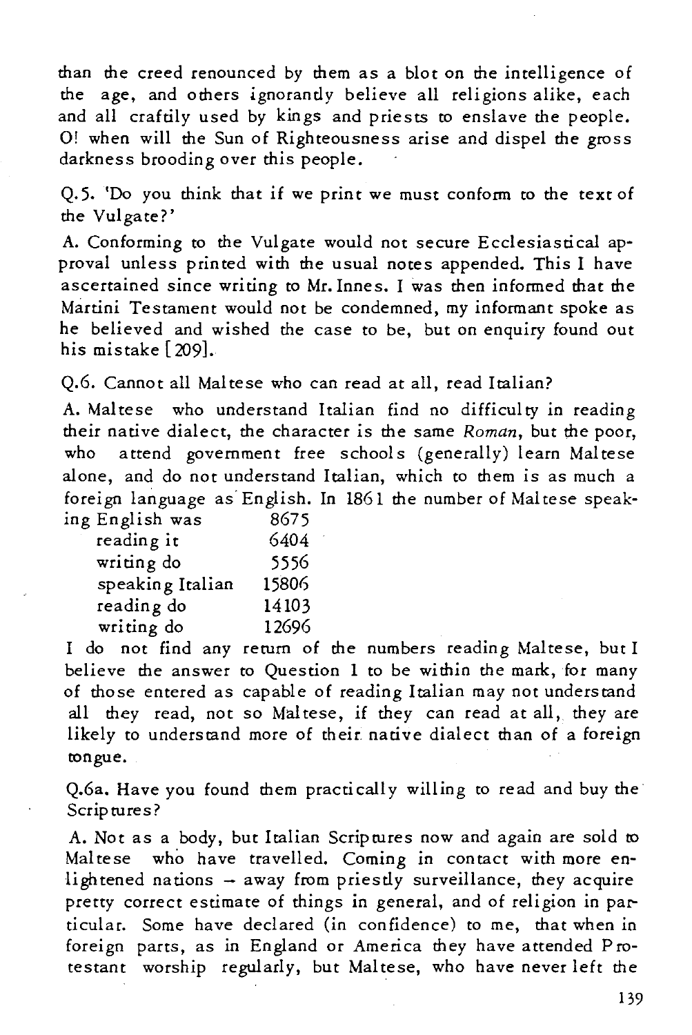than the creed renounced by them as a blot on the intelligence of the age, and others ignorantly believe all religions alike, each and all craftily used by kings and priests to enslave the people. O! when will the Sun of Righteousness arise and dispel the gross darkness brooding over this people.

Q.5. 'Do you think that if we print we must conform to the text of the Vulgate?'

A. Conforming to the Vulgate would not secure Ecclesiastical approval unless printed with the usual notes appended. This I have ascertained since writing to Mr. Innes. I was then informed that the Martini Testament would not be condemned, my informant spoke as he believed and wished the case to be, but on enquiry found out his mistake [209].

Q.6. Cannot all Maltese who can read at all, read Italian?

A. Maltese who understand Italian find no difficulty in reading their native dialect, the character is the same *Roman*, but the poor, who attend government free schools (generally) learn Maltese alone, and do not understand Italian, which to them is as much a foreign language as English. In 1861 the number of Maltese speaking English was

| | |
|---|---|
| ing English was | 8675 |
| reading it | 6404 |
| writing do | 5556 |
| speaking Italian | 15806 |
| reading do | 14103 |
| writing do | 12696 |

I do not find any return of the numbers reading Maltese, but I believe the answer to Question 1 to be within the mark, for many of those entered as capable of reading Italian may not understand all they read, not so Maltese, if they can read at all, they are likely to understand more of their native dialect than of a foreign tongue.

Q.6a. Have you found them practically willing to read and buy the Scriptures?

A. Not as a body, but Italian Scriptures now and again are sold to Maltese who have travelled. Coming in contact with more enlightened nations – away from priestly surveillance, they acquire pretty correct estimate of things in general, and of religion in particular. Some have declared (in confidence) to me, that when in foreign parts, as in England or America they have attended Protestant worship regularly, but Maltese, who have never left the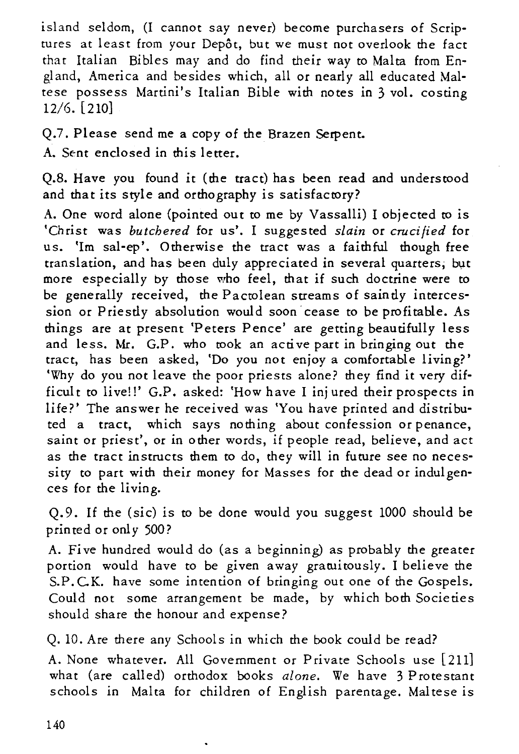island seldom, (I cannot say never) become purchasers of Scriptures at least from your Depôt, but we must not overlook the fact that Italian Bibles may and do find their way to Malta from England, America and besides which, all or nearly all educated Maltese possess Martini's Italian Bible with notes in 3 vol. costing 12/6. [210]

Q.7. Please send me a copy of the Brazen Serpent.

A. Sent enclosed in this letter.

Q.8. Have you found it (the tract) has been read and understood and that its style and orthography is satisfactory?

A. One word alone (pointed out to me by Vassalli) I objected to is 'Christ was *butchered* for us'. I suggested *slain* or *crucified* for us. 'Im sal-ep'. Otherwise the tract was a faithful though free translation, and has been duly appreciated in several quarters, but more especially by those who feel, that if such doctrine were to be generally received, the Pactolean streams of saintly intercession or Priestly absolution would soon cease to be profitable. As things are at present 'Peters Pence' are getting beautifully less and less. Mr. G.P. who took an active part in bringing out the tract, has been asked, 'Do you not enjoy a comfortable living?' 'Why do you not leave the poor priests alone? they find it very difficult to live!!' G.P. asked: 'How have I injured their prospects in life?' The answer he received was 'You have printed and distributed a tract, which says nothing about confession or penance, saint or priest', or in other words, if people read, believe, and act as the tract instructs them to do, they will in future see no necessity to part with their money for Masses for the dead or indulgences for the living.

Q.9. If the (sic) is to be done would you suggest 1000 should be printed or only 500?

A. Five hundred would do (as a beginning) as probably the greater portion would have to be given away gratuitously. I believe the S.P.C.K. have some intention of bringing out one of the Gospels. Could not some arrangement be made, by which both Societies should share the honour and expense?

Q. 10. Are there any Schools in which the book could be read?

A. None whatever. All Government or Private Schools use [211] what (are called) orthodox books *alone*. We have 3 Protestant schools in Malta for children of English parentage. Maltese is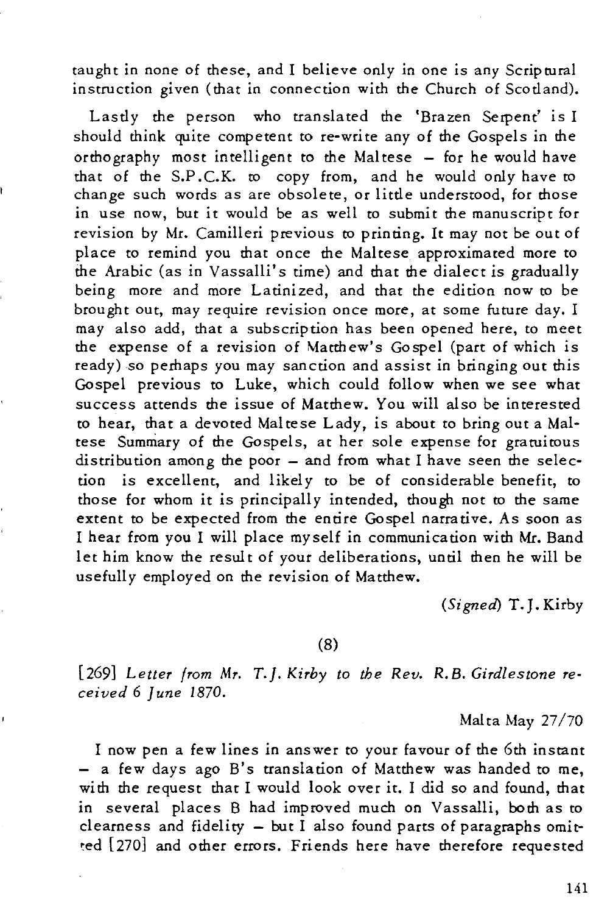taught in none of these, and I believe only in one is any Scriptural instruction given (that in connection with the Church of Scotland).

Lastly the person who translated the 'Brazen Serpent' is I should think quite competent to re-write any of the Gospels in the orthography most intelligent to the Maltese – for he would have that of the S.P.C.K. to copy from, and he would only have to change such words as are obsolete, or little understood, for those in use now, but it would be as well to submit the manuscript for revision by Mr. Camilleri previous to printing. It may not be out of place to remind you that once the Maltese approximated more to the Arabic (as in Vassalli's time) and that the dialect is gradually being more and more Latinized, and that the edition now to be brought out, may require revision once more, at some future day. I may also add, that a subscription has been opened here, to meet the expense of a revision of Matthew's Gospel (part of which is ready) so perhaps you may sanction and assist in bringing out this Gospel previous to Luke, which could follow when we see what success attends the issue of Matthew. You will also be interested to hear, that a devoted Maltese Lady, is about to bring out a Maltese Summary of the Gospels, at her sole expense for gratuitous distribution among the poor – and from what I have seen the selection is excellent, and likely to be of considerable benefit, to those for whom it is principally intended, though not to the same extent to be expected from the entire Gospel narrative. As soon as I hear from you I will place myself in communication with Mr. Band let him know the result of your deliberations, until then he will be usefully employed on the revision of Matthew.

(*Signed*) T. J. Kirby

(8)

[269] *Letter from Mr. T. J. Kirby to the Rev. R. B. Girdlestone received 6 June 1870.*

Malta May 27/70

I now pen a few lines in answer to your favour of the 6th instant – a few days ago B's translation of Matthew was handed to me, with the request that I would look over it. I did so and found, that in several places B had improved much on Vassalli, both as to clearness and fidelity – but I also found parts of paragraphs omitted [270] and other errors. Friends here have therefore requested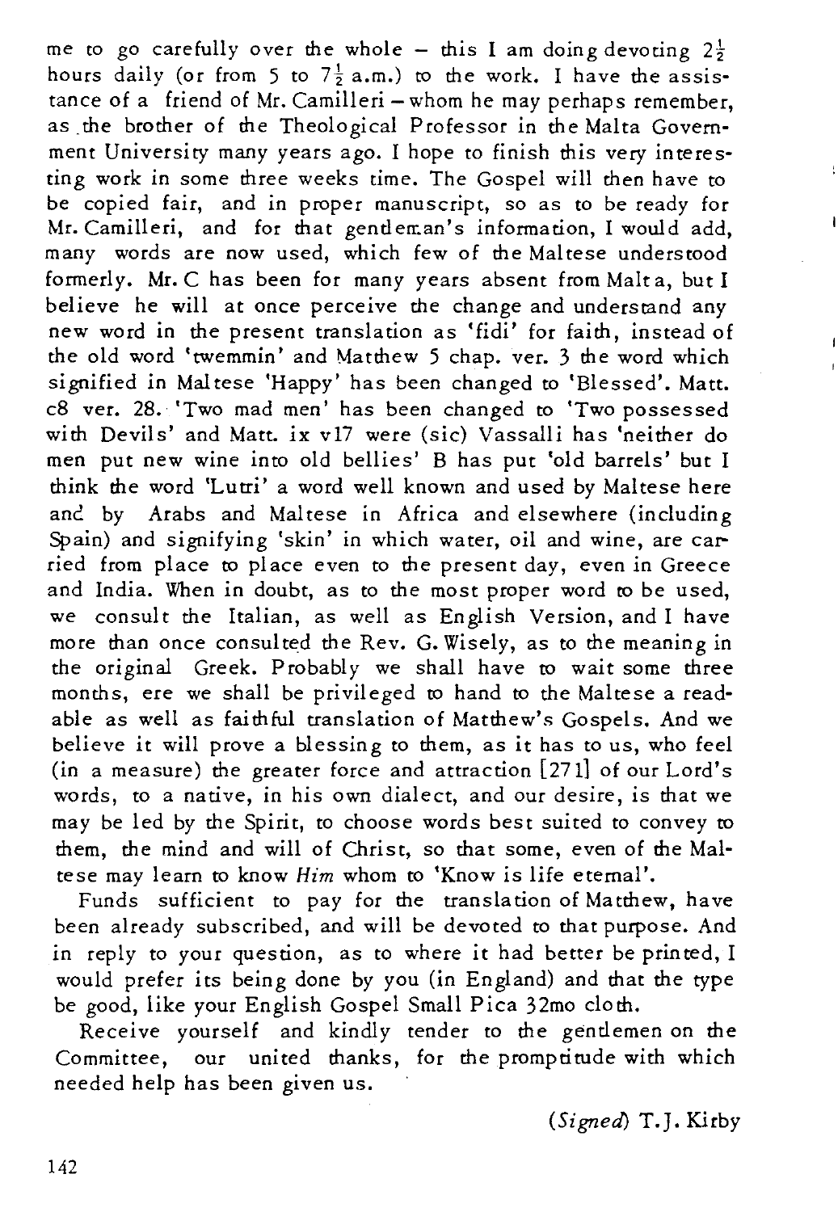me to go carefully over the whole – this I am doing devoting $2\frac{1}{2}$ hours daily (or from 5 to $7\frac{1}{2}$ a.m.) to the work. I have the assistance of a friend of Mr. Camilleri – whom he may perhaps remember, as the brother of the Theological Professor in the Malta Government University many years ago. I hope to finish this very interesting work in some three weeks time. The Gospel will then have to be copied fair, and in proper manuscript, so as to be ready for Mr. Camilleri, and for that gentleman's information, I would add, many words are now used, which few of the Maltese understood formerly. Mr. C has been for many years absent from Malta, but I believe he will at once perceive the change and understand any new word in the present translation as 'fidi' for faith, instead of the old word 'twemmin' and Matthew 5 chap. ver. 3 the word which signified in Maltese 'Happy' has been changed to 'Blessed'. Matt. c8 ver. 28. 'Two mad men' has been changed to 'Two possessed with Devils' and Matt. ix v17 were (sic) Vassalli has 'neither do men put new wine into old bellies' B has put 'old barrels' but I think the word 'Lutri' a word well known and used by Maltese here and by Arabs and Maltese in Africa and elsewhere (including Spain) and signifying 'skin' in which water, oil and wine, are carried from place to place even to the present day, even in Greece and India. When in doubt, as to the most proper word to be used, we consult the Italian, as well as English Version, and I have more than once consulted the Rev. G. Wisely, as to the meaning in the original Greek. Probably we shall have to wait some three months, ere we shall be privileged to hand to the Maltese a readable as well as faithful translation of Matthew's Gospels. And we believe it will prove a blessing to them, as it has to us, who feel (in a measure) the greater force and attraction [271] of our Lord's words, to a native, in his own dialect, and our desire, is that we may be led by the Spirit, to choose words best suited to convey to them, the mind and will of Christ, so that some, even of the Maltese may learn to know *Him* whom to 'Know is life eternal'.

Funds sufficient to pay for the translation of Matthew, have been already subscribed, and will be devoted to that purpose. And in reply to your question, as to where it had better be printed, I would prefer its being done by you (in England) and that the type be good, like your English Gospel Small Pica 32mo cloth.

Receive yourself and kindly tender to the gentlemen on the Committee, our united thanks, for the promptitude with which needed help has been given us.

(*Signed*) T. J. Kirby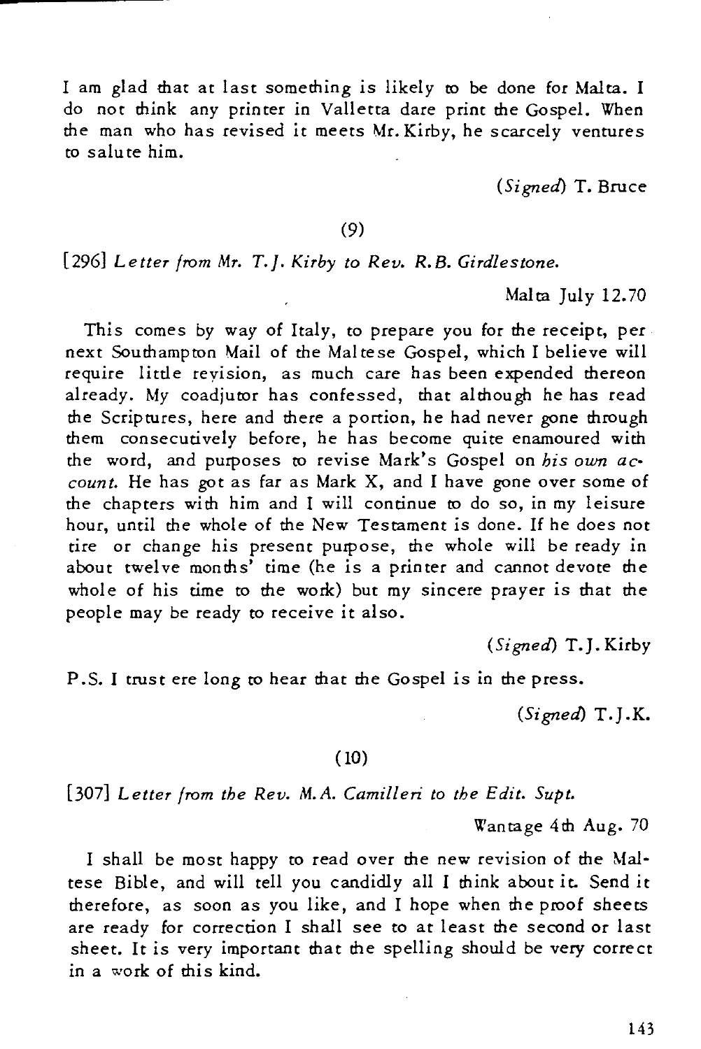I am glad that at last something is likely to be done for Malta. I do not think any printer in Valletta dare print the Gospel. When the man who has revised it meets Mr. Kirby, he scarcely ventures to salute him.

(*Signed*) T. Bruce

(9)

[296] *Letter from Mr. T.J. Kirby to Rev. R.B. Girdlestone.*

Malta July 12.70

This comes by way of Italy, to prepare you for the receipt, per next Southampton Mail of the Maltese Gospel, which I believe will require little revision, as much care has been expended thereon already. My coadjutor has confessed, that although he has read the Scriptures, here and there a portion, he had never gone through them consecutively before, he has become quite enamoured with the word, and purposes to revise Mark's Gospel on *his own account*. He has got as far as Mark X, and I have gone over some of the chapters with him and I will continue to do so, in my leisure hour, until the whole of the New Testament is done. If he does not tire or change his present purpose, the whole will be ready in about twelve months' time (he is a printer and cannot devote the whole of his time to the work) but my sincere prayer is that the people may be ready to receive it also.

(*Signed*) T.J. Kirby

P.S. I trust ere long to hear that the Gospel is in the press.

(*Signed*) T.J.K.

(10)

[307] *Letter from the Rev. M.A. Camilleri to the Edit. Supt.*

Wantage 4th Aug. 70

I shall be most happy to read over the new revision of the Maltese Bible, and will tell you candidly all I think about it. Send it therefore, as soon as you like, and I hope when the proof sheets are ready for correction I shall see to at least the second or last sheet. It is very important that the spelling should be very correct in a work of this kind.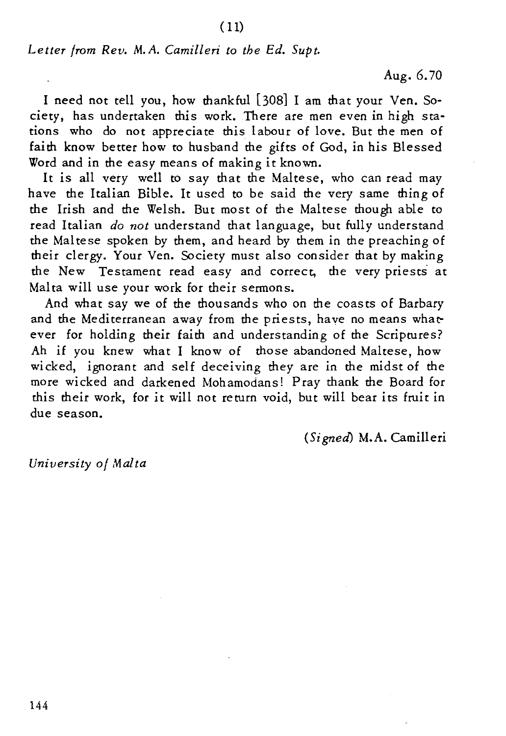(11)

*Letter from Rev. M.A. Camilleri to the Ed. Supt.*

Aug. 6.70

I need not tell you, how thankful [308] I am that your Ven. Society, has undertaken this work. There are men even in high stations who do not appreciate this labour of love. But the men of faith know better how to husband the gifts of God, in his Blessed Word and in the easy means of making it known.

It is all very well to say that the Maltese, who can read may have the Italian Bible. It used to be said the very same thing of the Irish and the Welsh. But most of the Maltese though able to read Italian *do not* understand that language, but fully understand the Maltese spoken by them, and heard by them in the preaching of their clergy. Your Ven. Society must also consider that by making the New Testament read easy and correct, the very priests at Malta will use your work for their sermons.

And what say we of the thousands who on the coasts of Barbary and the Mediterranean away from the priests, have no means whatever for holding their faith and understanding of the Scriptures? Ah if you knew what I know of those abandoned Maltese, how wicked, ignorant and self deceiving they are in the midst of the more wicked and darkened Mohamodans! Pray thank the Board for this their work, for it will not return void, but will bear its fruit in due season.

(*Signed*) M.A. Camilleri

*University of Malta*